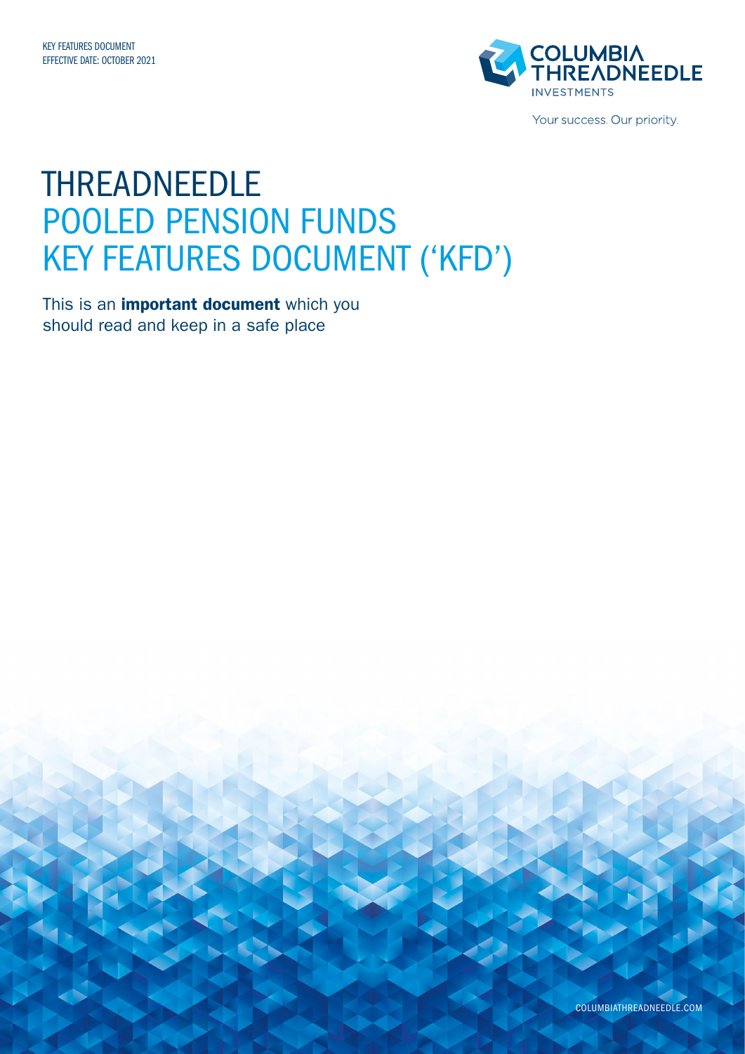KEY FEATURES DOCUMENT
EFFECTIVE DATE: OCTOBER 2021

COLUMBIA THREADNEEDLE INVESTMENTS

Your success. Our priority.

# THREADNEEDLE POOLED PENSION FUNDS KEY FEATURES DOCUMENT ('KFD')

This is an **important document** which you should read and keep in a safe place

COLUMBIATHREADNEEDLE.COM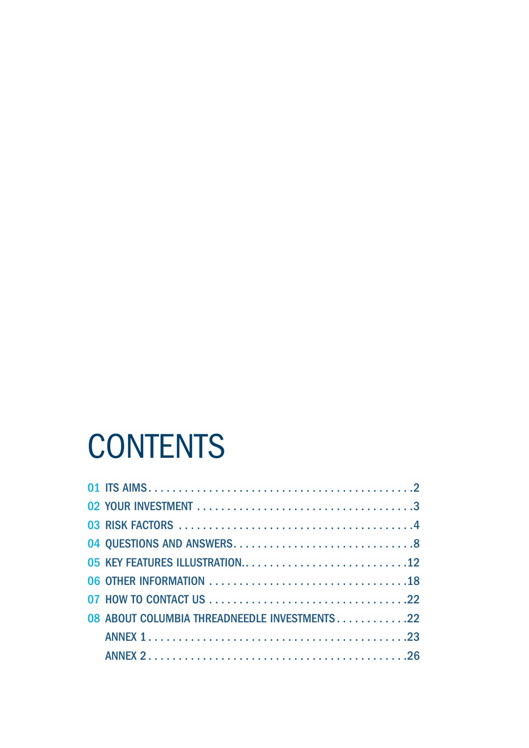# CONTENTS

| | | |
|---|---|---|
| 01 | ITS AIMS | 2 |
| 02 | YOUR INVESTMENT | 3 |
| 03 | RISK FACTORS | 4 |
| 04 | QUESTIONS AND ANSWERS | 8 |
| 05 | KEY FEATURES ILLUSTRATION | 12 |
| 06 | OTHER INFORMATION | 18 |
| 07 | HOW TO CONTACT US | 22 |
| 08 | ABOUT COLUMBIA THREADNEEDLE INVESTMENTS | 22 |
| | ANNEX 1 | 23 |
| | ANNEX 2 | 26 |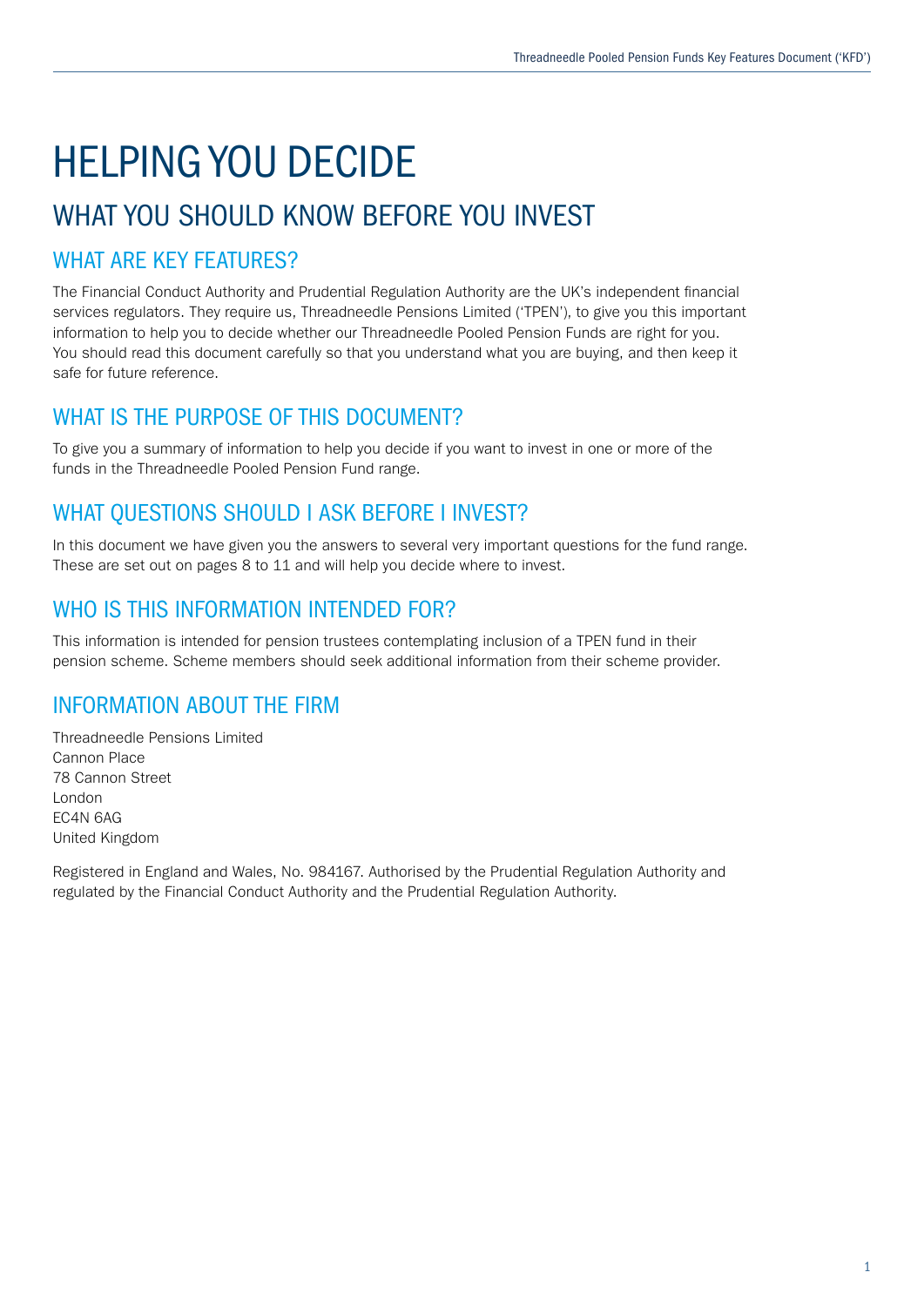# HELPING YOU DECIDE

## WHAT YOU SHOULD KNOW BEFORE YOU INVEST

### WHAT ARE KEY FEATURES?

The Financial Conduct Authority and Prudential Regulation Authority are the UK's independent financial services regulators. They require us, Threadneedle Pensions Limited ('TPEN'), to give you this important information to help you to decide whether our Threadneedle Pooled Pension Funds are right for you. You should read this document carefully so that you understand what you are buying, and then keep it safe for future reference.

### WHAT IS THE PURPOSE OF THIS DOCUMENT?

To give you a summary of information to help you decide if you want to invest in one or more of the funds in the Threadneedle Pooled Pension Fund range.

### WHAT QUESTIONS SHOULD I ASK BEFORE I INVEST?

In this document we have given you the answers to several very important questions for the fund range. These are set out on pages 8 to 11 and will help you decide where to invest.

### WHO IS THIS INFORMATION INTENDED FOR?

This information is intended for pension trustees contemplating inclusion of a TPEN fund in their pension scheme. Scheme members should seek additional information from their scheme provider.

### INFORMATION ABOUT THE FIRM

Threadneedle Pensions Limited
Cannon Place
78 Cannon Street
London
EC4N 6AG
United Kingdom

Registered in England and Wales, No. 984167. Authorised by the Prudential Regulation Authority and regulated by the Financial Conduct Authority and the Prudential Regulation Authority.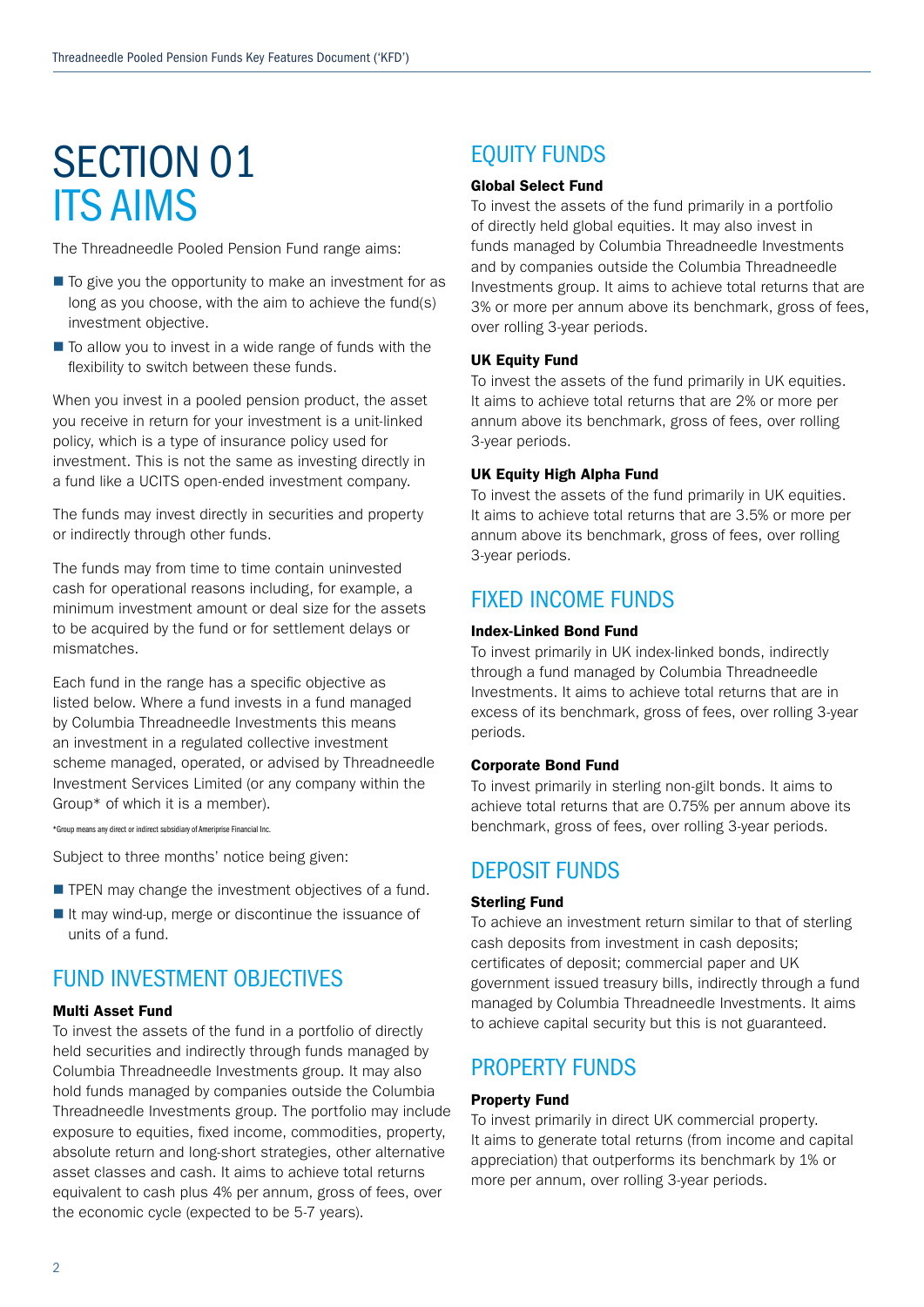# SECTION 01 ITS AIMS

The Threadneedle Pooled Pension Fund range aims:

- To give you the opportunity to make an investment for as long as you choose, with the aim to achieve the fund(s) investment objective.
- To allow you to invest in a wide range of funds with the flexibility to switch between these funds.

When you invest in a pooled pension product, the asset you receive in return for your investment is a unit-linked policy, which is a type of insurance policy used for investment. This is not the same as investing directly in a fund like a UCITS open-ended investment company.

The funds may invest directly in securities and property or indirectly through other funds.

The funds may from time to time contain uninvested cash for operational reasons including, for example, a minimum investment amount or deal size for the assets to be acquired by the fund or for settlement delays or mismatches.

Each fund in the range has a specific objective as listed below. Where a fund invests in a fund managed by Columbia Threadneedle Investments this means an investment in a regulated collective investment scheme managed, operated, or advised by Threadneedle Investment Services Limited (or any company within the Group* of which it is a member).

*Group means any direct or indirect subsidiary of Ameriprise Financial Inc.

Subject to three months' notice being given:

- TPEN may change the investment objectives of a fund.
- It may wind-up, merge or discontinue the issuance of units of a fund.

## FUND INVESTMENT OBJECTIVES

**Multi Asset Fund**
To invest the assets of the fund in a portfolio of directly held securities and indirectly through funds managed by Columbia Threadneedle Investments group. It may also hold funds managed by companies outside the Columbia Threadneedle Investments group. The portfolio may include exposure to equities, fixed income, commodities, property, absolute return and long-short strategies, other alternative asset classes and cash. It aims to achieve total returns equivalent to cash plus 4% per annum, gross of fees, over the economic cycle (expected to be 5-7 years).

## EQUITY FUNDS

**Global Select Fund**
To invest the assets of the fund primarily in a portfolio of directly held global equities. It may also invest in funds managed by Columbia Threadneedle Investments and by companies outside the Columbia Threadneedle Investments group. It aims to achieve total returns that are 3% or more per annum above its benchmark, gross of fees, over rolling 3-year periods.

**UK Equity Fund**
To invest the assets of the fund primarily in UK equities. It aims to achieve total returns that are 2% or more per annum above its benchmark, gross of fees, over rolling 3-year periods.

**UK Equity High Alpha Fund**
To invest the assets of the fund primarily in UK equities. It aims to achieve total returns that are 3.5% or more per annum above its benchmark, gross of fees, over rolling 3-year periods.

## FIXED INCOME FUNDS

**Index-Linked Bond Fund**
To invest primarily in UK index-linked bonds, indirectly through a fund managed by Columbia Threadneedle Investments. It aims to achieve total returns that are in excess of its benchmark, gross of fees, over rolling 3-year periods.

**Corporate Bond Fund**
To invest primarily in sterling non-gilt bonds. It aims to achieve total returns that are 0.75% per annum above its benchmark, gross of fees, over rolling 3-year periods.

## DEPOSIT FUNDS

**Sterling Fund**
To achieve an investment return similar to that of sterling cash deposits from investment in cash deposits; certificates of deposit; commercial paper and UK government issued treasury bills, indirectly through a fund managed by Columbia Threadneedle Investments. It aims to achieve capital security but this is not guaranteed.

## PROPERTY FUNDS

**Property Fund**
To invest primarily in direct UK commercial property. It aims to generate total returns (from income and capital appreciation) that outperforms its benchmark by 1% or more per annum, over rolling 3-year periods.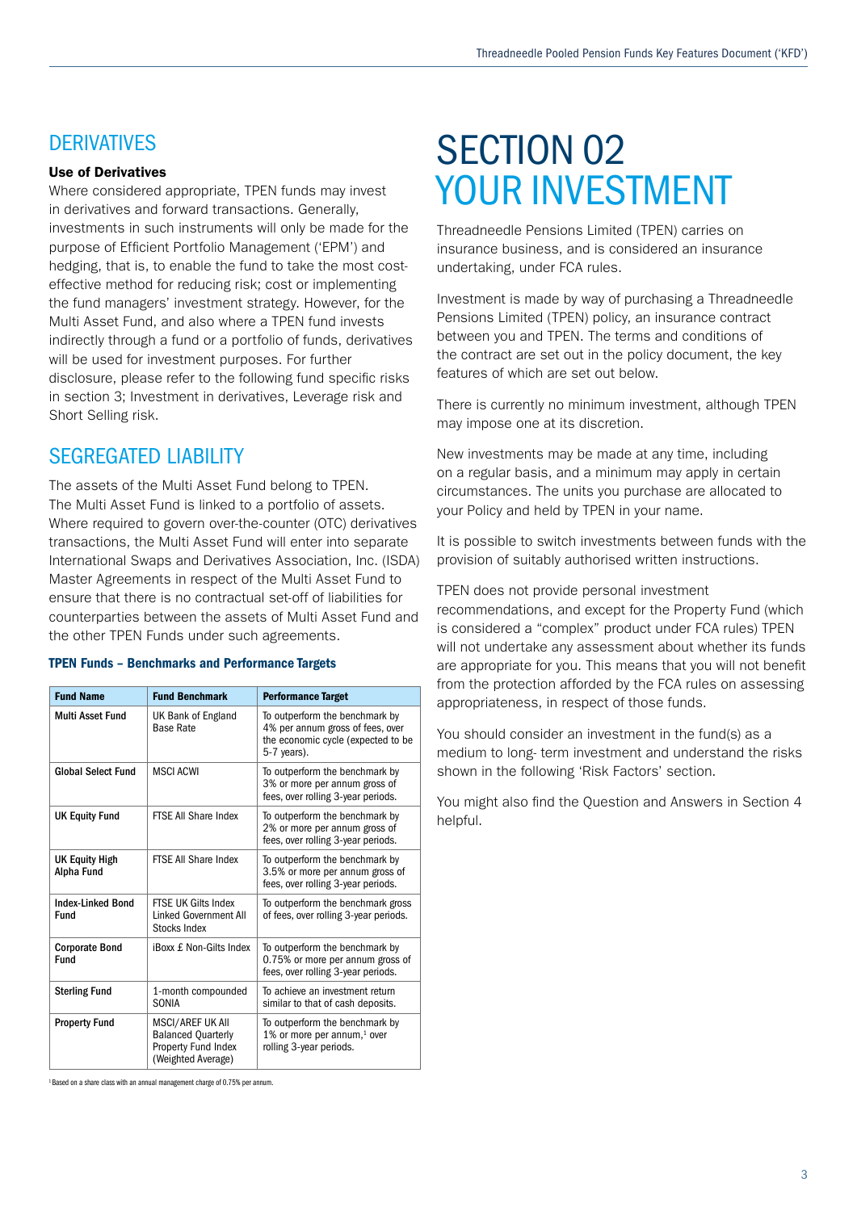## DERIVATIVES

**Use of Derivatives**

Where considered appropriate, TPEN funds may invest in derivatives and forward transactions. Generally, investments in such instruments will only be made for the purpose of Efficient Portfolio Management ('EPM') and hedging, that is, to enable the fund to take the most cost-effective method for reducing risk; cost or implementing the fund managers' investment strategy. However, for the Multi Asset Fund, and also where a TPEN fund invests indirectly through a fund or a portfolio of funds, derivatives will be used for investment purposes. For further disclosure, please refer to the following fund specific risks in section 3; Investment in derivatives, Leverage risk and Short Selling risk.

## SEGREGATED LIABILITY

The assets of the Multi Asset Fund belong to TPEN. The Multi Asset Fund is linked to a portfolio of assets. Where required to govern over-the-counter (OTC) derivatives transactions, the Multi Asset Fund will enter into separate International Swaps and Derivatives Association, Inc. (ISDA) Master Agreements in respect of the Multi Asset Fund to ensure that there is no contractual set-off of liabilities for counterparties between the assets of Multi Asset Fund and the other TPEN Funds under such agreements.

**TPEN Funds – Benchmarks and Performance Targets**

| Fund Name | Fund Benchmark | Performance Target |
|---|---|---|
| **Multi Asset Fund** | UK Bank of England Base Rate | To outperform the benchmark by 4% per annum gross of fees, over the economic cycle (expected to be 5-7 years). |
| **Global Select Fund** | MSCI ACWI | To outperform the benchmark by 3% or more per annum gross of fees, over rolling 3-year periods. |
| **UK Equity Fund** | FTSE All Share Index | To outperform the benchmark by 2% or more per annum gross of fees, over rolling 3-year periods. |
| **UK Equity High Alpha Fund** | FTSE All Share Index | To outperform the benchmark by 3.5% or more per annum gross of fees, over rolling 3-year periods. |
| **Index-Linked Bond Fund** | FTSE UK Gilts Index Linked Government All Stocks Index | To outperform the benchmark gross of fees, over rolling 3-year periods. |
| **Corporate Bond Fund** | iBoxx £ Non-Gilts Index | To outperform the benchmark by 0.75% or more per annum gross of fees, over rolling 3-year periods. |
| **Sterling Fund** | 1-month compounded SONIA | To achieve an investment return similar to that of cash deposits. |
| **Property Fund** | MSCI/AREF UK All Balanced Quarterly Property Fund Index (Weighted Average) | To outperform the benchmark by 1% or more per annum,[1] over rolling 3-year periods. |

[1] Based on a share class with an annual management charge of 0.75% per annum.

# SECTION 02 YOUR INVESTMENT

Threadneedle Pensions Limited (TPEN) carries on insurance business, and is considered an insurance undertaking, under FCA rules.

Investment is made by way of purchasing a Threadneedle Pensions Limited (TPEN) policy, an insurance contract between you and TPEN. The terms and conditions of the contract are set out in the policy document, the key features of which are set out below.

There is currently no minimum investment, although TPEN may impose one at its discretion.

New investments may be made at any time, including on a regular basis, and a minimum may apply in certain circumstances. The units you purchase are allocated to your Policy and held by TPEN in your name.

It is possible to switch investments between funds with the provision of suitably authorised written instructions.

TPEN does not provide personal investment recommendations, and except for the Property Fund (which is considered a "complex" product under FCA rules) TPEN will not undertake any assessment about whether its funds are appropriate for you. This means that you will not benefit from the protection afforded by the FCA rules on assessing appropriateness, in respect of those funds.

You should consider an investment in the fund(s) as a medium to long- term investment and understand the risks shown in the following 'Risk Factors' section.

You might also find the Question and Answers in Section 4 helpful.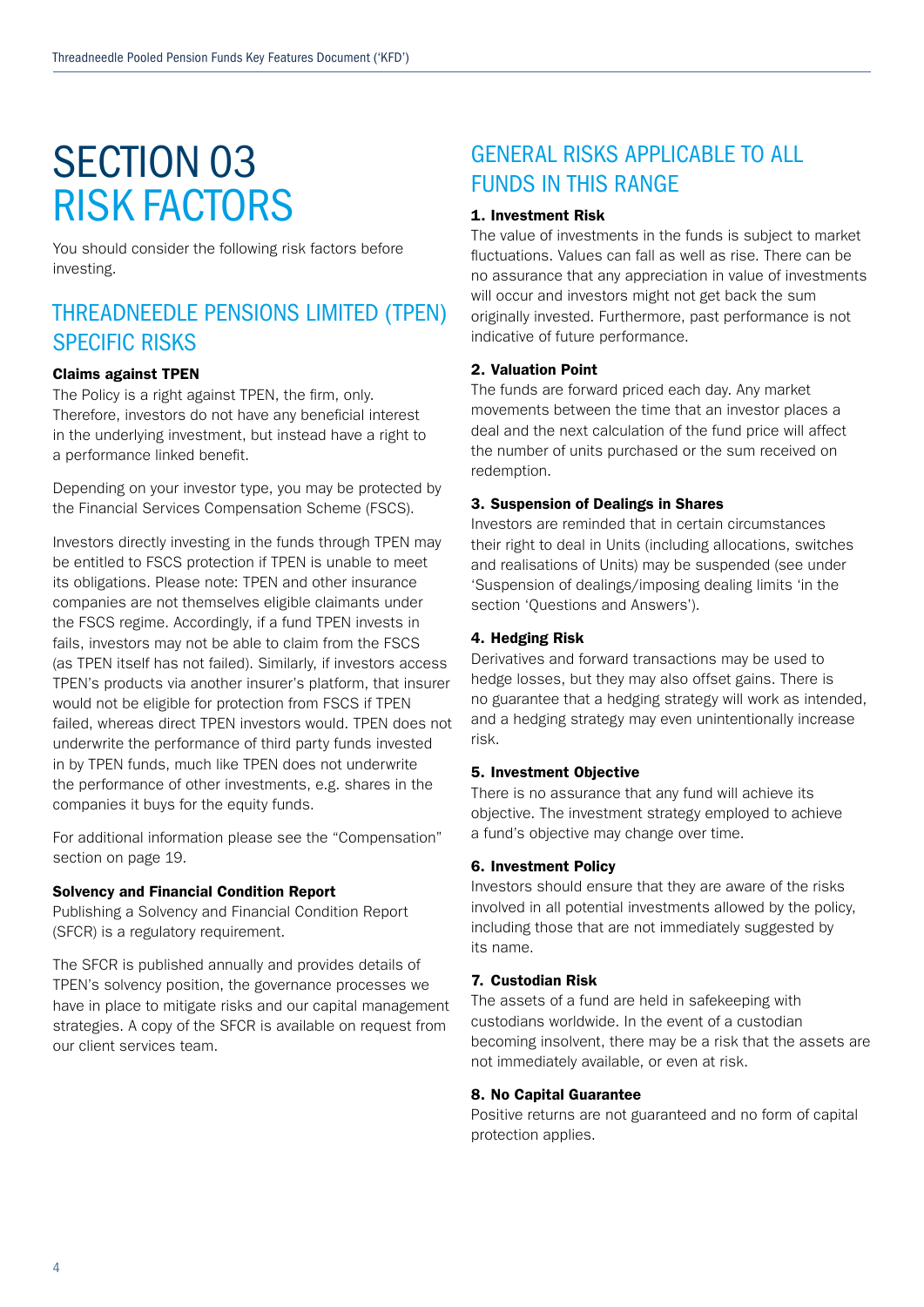# SECTION 03 RISK FACTORS

You should consider the following risk factors before investing.

## THREADNEEDLE PENSIONS LIMITED (TPEN) SPECIFIC RISKS

**Claims against TPEN**

The Policy is a right against TPEN, the firm, only. Therefore, investors do not have any beneficial interest in the underlying investment, but instead have a right to a performance linked benefit.

Depending on your investor type, you may be protected by the Financial Services Compensation Scheme (FSCS).

Investors directly investing in the funds through TPEN may be entitled to FSCS protection if TPEN is unable to meet its obligations. Please note: TPEN and other insurance companies are not themselves eligible claimants under the FSCS regime. Accordingly, if a fund TPEN invests in fails, investors may not be able to claim from the FSCS (as TPEN itself has not failed). Similarly, if investors access TPEN's products via another insurer's platform, that insurer would not be eligible for protection from FSCS if TPEN failed, whereas direct TPEN investors would. TPEN does not underwrite the performance of third party funds invested in by TPEN funds, much like TPEN does not underwrite the performance of other investments, e.g. shares in the companies it buys for the equity funds.

For additional information please see the "Compensation" section on page 19.

**Solvency and Financial Condition Report**

Publishing a Solvency and Financial Condition Report (SFCR) is a regulatory requirement.

The SFCR is published annually and provides details of TPEN's solvency position, the governance processes we have in place to mitigate risks and our capital management strategies. A copy of the SFCR is available on request from our client services team.

## GENERAL RISKS APPLICABLE TO ALL FUNDS IN THIS RANGE

**1. Investment Risk**

The value of investments in the funds is subject to market fluctuations. Values can fall as well as rise. There can be no assurance that any appreciation in value of investments will occur and investors might not get back the sum originally invested. Furthermore, past performance is not indicative of future performance.

**2. Valuation Point**

The funds are forward priced each day. Any market movements between the time that an investor places a deal and the next calculation of the fund price will affect the number of units purchased or the sum received on redemption.

**3. Suspension of Dealings in Shares**

Investors are reminded that in certain circumstances their right to deal in Units (including allocations, switches and realisations of Units) may be suspended (see under 'Suspension of dealings/imposing dealing limits 'in the section 'Questions and Answers').

**4. Hedging Risk**

Derivatives and forward transactions may be used to hedge losses, but they may also offset gains. There is no guarantee that a hedging strategy will work as intended, and a hedging strategy may even unintentionally increase risk.

**5. Investment Objective**

There is no assurance that any fund will achieve its objective. The investment strategy employed to achieve a fund's objective may change over time.

**6. Investment Policy**

Investors should ensure that they are aware of the risks involved in all potential investments allowed by the policy, including those that are not immediately suggested by its name.

**7. Custodian Risk**

The assets of a fund are held in safekeeping with custodians worldwide. In the event of a custodian becoming insolvent, there may be a risk that the assets are not immediately available, or even at risk.

**8. No Capital Guarantee**

Positive returns are not guaranteed and no form of capital protection applies.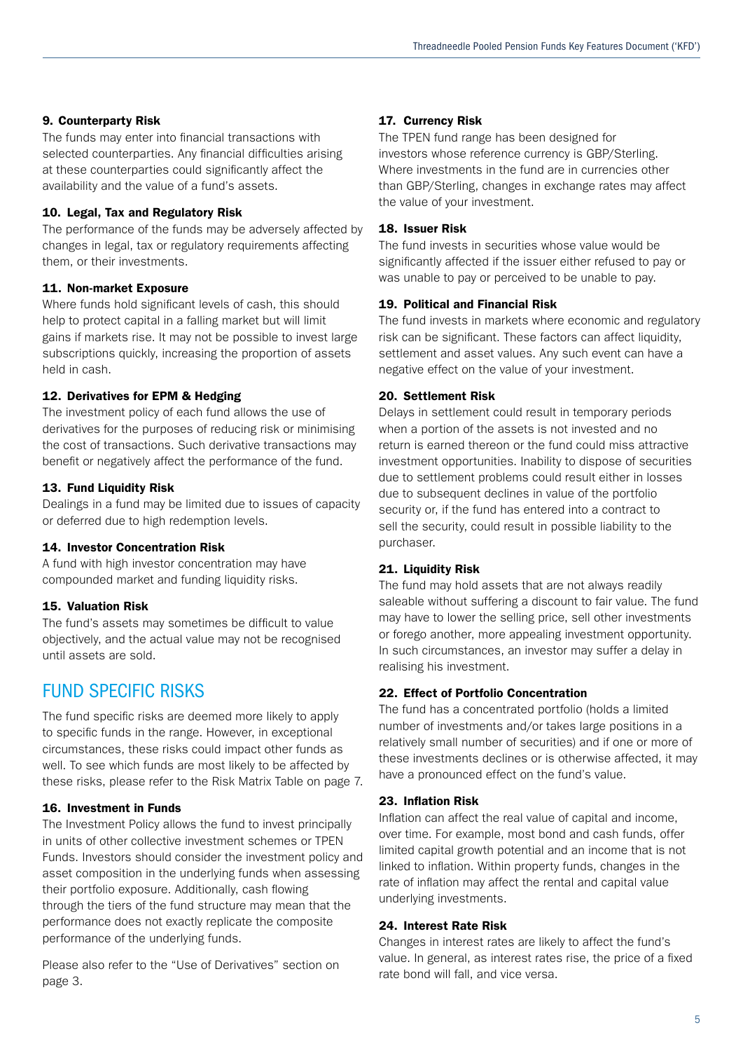#### 9. Counterparty Risk

The funds may enter into financial transactions with selected counterparties. Any financial difficulties arising at these counterparties could significantly affect the availability and the value of a fund's assets.

#### 10. Legal, Tax and Regulatory Risk

The performance of the funds may be adversely affected by changes in legal, tax or regulatory requirements affecting them, or their investments.

#### 11. Non-market Exposure

Where funds hold significant levels of cash, this should help to protect capital in a falling market but will limit gains if markets rise. It may not be possible to invest large subscriptions quickly, increasing the proportion of assets held in cash.

#### 12. Derivatives for EPM & Hedging

The investment policy of each fund allows the use of derivatives for the purposes of reducing risk or minimising the cost of transactions. Such derivative transactions may benefit or negatively affect the performance of the fund.

#### 13. Fund Liquidity Risk

Dealings in a fund may be limited due to issues of capacity or deferred due to high redemption levels.

#### 14. Investor Concentration Risk

A fund with high investor concentration may have compounded market and funding liquidity risks.

#### 15. Valuation Risk

The fund's assets may sometimes be difficult to value objectively, and the actual value may not be recognised until assets are sold.

## FUND SPECIFIC RISKS

The fund specific risks are deemed more likely to apply to specific funds in the range. However, in exceptional circumstances, these risks could impact other funds as well. To see which funds are most likely to be affected by these risks, please refer to the Risk Matrix Table on page 7.

#### 16. Investment in Funds

The Investment Policy allows the fund to invest principally in units of other collective investment schemes or TPEN Funds. Investors should consider the investment policy and asset composition in the underlying funds when assessing their portfolio exposure. Additionally, cash flowing through the tiers of the fund structure may mean that the performance does not exactly replicate the composite performance of the underlying funds.

Please also refer to the "Use of Derivatives" section on page 3.

#### 17. Currency Risk

The TPEN fund range has been designed for investors whose reference currency is GBP/Sterling. Where investments in the fund are in currencies other than GBP/Sterling, changes in exchange rates may affect the value of your investment.

#### 18. Issuer Risk

The fund invests in securities whose value would be significantly affected if the issuer either refused to pay or was unable to pay or perceived to be unable to pay.

#### 19. Political and Financial Risk

The fund invests in markets where economic and regulatory risk can be significant. These factors can affect liquidity, settlement and asset values. Any such event can have a negative effect on the value of your investment.

#### 20. Settlement Risk

Delays in settlement could result in temporary periods when a portion of the assets is not invested and no return is earned thereon or the fund could miss attractive investment opportunities. Inability to dispose of securities due to settlement problems could result either in losses due to subsequent declines in value of the portfolio security or, if the fund has entered into a contract to sell the security, could result in possible liability to the purchaser.

#### 21. Liquidity Risk

The fund may hold assets that are not always readily saleable without suffering a discount to fair value. The fund may have to lower the selling price, sell other investments or forego another, more appealing investment opportunity. In such circumstances, an investor may suffer a delay in realising his investment.

#### 22. Effect of Portfolio Concentration

The fund has a concentrated portfolio (holds a limited number of investments and/or takes large positions in a relatively small number of securities) and if one or more of these investments declines or is otherwise affected, it may have a pronounced effect on the fund's value.

#### 23. Inflation Risk

Inflation can affect the real value of capital and income, over time. For example, most bond and cash funds, offer limited capital growth potential and an income that is not linked to inflation. Within property funds, changes in the rate of inflation may affect the rental and capital value underlying investments.

#### 24. Interest Rate Risk

Changes in interest rates are likely to affect the fund's value. In general, as interest rates rise, the price of a fixed rate bond will fall, and vice versa.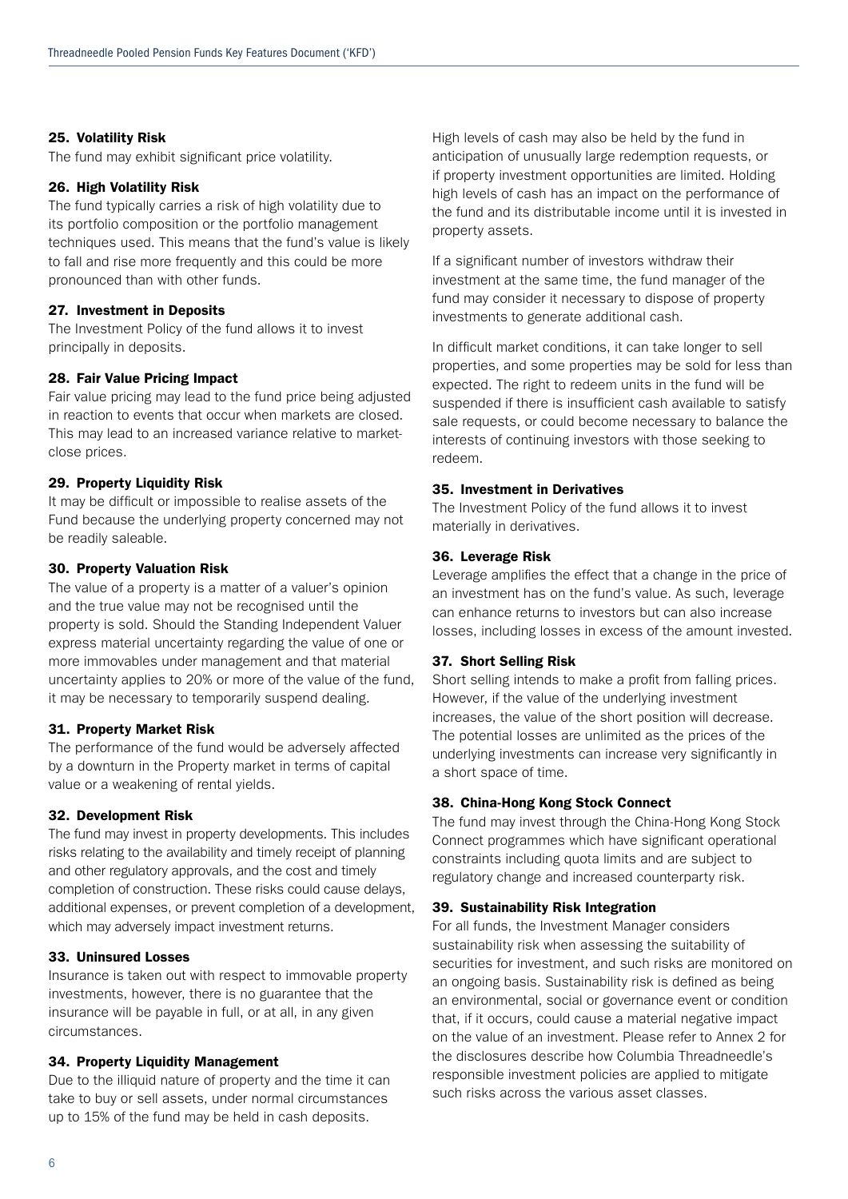#### 25. Volatility Risk

The fund may exhibit significant price volatility.

#### 26. High Volatility Risk

The fund typically carries a risk of high volatility due to its portfolio composition or the portfolio management techniques used. This means that the fund's value is likely to fall and rise more frequently and this could be more pronounced than with other funds.

#### 27. Investment in Deposits

The Investment Policy of the fund allows it to invest principally in deposits.

#### 28. Fair Value Pricing Impact

Fair value pricing may lead to the fund price being adjusted in reaction to events that occur when markets are closed. This may lead to an increased variance relative to market-close prices.

#### 29. Property Liquidity Risk

It may be difficult or impossible to realise assets of the Fund because the underlying property concerned may not be readily saleable.

#### 30. Property Valuation Risk

The value of a property is a matter of a valuer's opinion and the true value may not be recognised until the property is sold. Should the Standing Independent Valuer express material uncertainty regarding the value of one or more immovables under management and that material uncertainty applies to 20% or more of the value of the fund, it may be necessary to temporarily suspend dealing.

#### 31. Property Market Risk

The performance of the fund would be adversely affected by a downturn in the Property market in terms of capital value or a weakening of rental yields.

#### 32. Development Risk

The fund may invest in property developments. This includes risks relating to the availability and timely receipt of planning and other regulatory approvals, and the cost and timely completion of construction. These risks could cause delays, additional expenses, or prevent completion of a development, which may adversely impact investment returns.

#### 33. Uninsured Losses

Insurance is taken out with respect to immovable property investments, however, there is no guarantee that the insurance will be payable in full, or at all, in any given circumstances.

#### 34. Property Liquidity Management

Due to the illiquid nature of property and the time it can take to buy or sell assets, under normal circumstances up to 15% of the fund may be held in cash deposits.

High levels of cash may also be held by the fund in anticipation of unusually large redemption requests, or if property investment opportunities are limited. Holding high levels of cash has an impact on the performance of the fund and its distributable income until it is invested in property assets.

If a significant number of investors withdraw their investment at the same time, the fund manager of the fund may consider it necessary to dispose of property investments to generate additional cash.

In difficult market conditions, it can take longer to sell properties, and some properties may be sold for less than expected. The right to redeem units in the fund will be suspended if there is insufficient cash available to satisfy sale requests, or could become necessary to balance the interests of continuing investors with those seeking to redeem.

#### 35. Investment in Derivatives

The Investment Policy of the fund allows it to invest materially in derivatives.

#### 36. Leverage Risk

Leverage amplifies the effect that a change in the price of an investment has on the fund's value. As such, leverage can enhance returns to investors but can also increase losses, including losses in excess of the amount invested.

#### 37. Short Selling Risk

Short selling intends to make a profit from falling prices. However, if the value of the underlying investment increases, the value of the short position will decrease. The potential losses are unlimited as the prices of the underlying investments can increase very significantly in a short space of time.

#### 38. China-Hong Kong Stock Connect

The fund may invest through the China-Hong Kong Stock Connect programmes which have significant operational constraints including quota limits and are subject to regulatory change and increased counterparty risk.

#### 39. Sustainability Risk Integration

For all funds, the Investment Manager considers sustainability risk when assessing the suitability of securities for investment, and such risks are monitored on an ongoing basis. Sustainability risk is defined as being an environmental, social or governance event or condition that, if it occurs, could cause a material negative impact on the value of an investment. Please refer to Annex 2 for the disclosures describe how Columbia Threadneedle's responsible investment policies are applied to mitigate such risks across the various asset classes.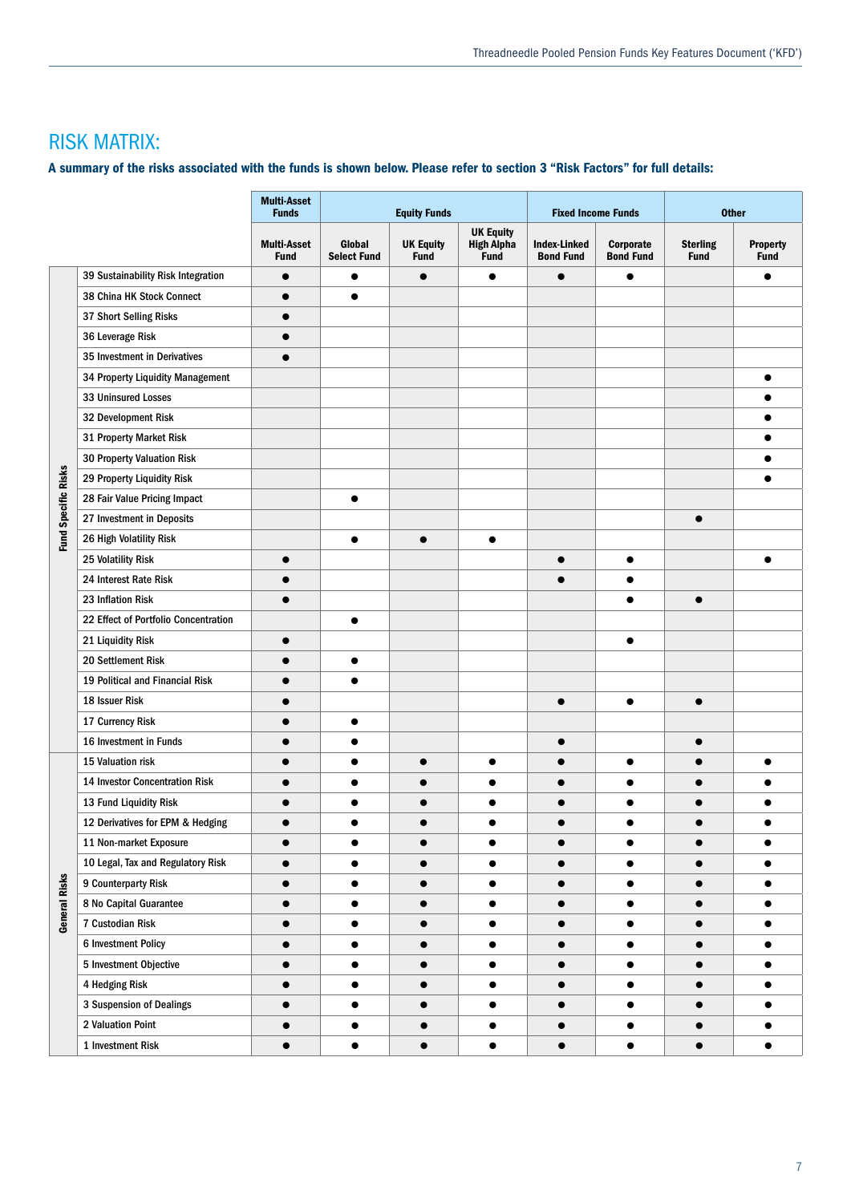## RISK MATRIX:

**A summary of the risks associated with the funds is shown below. Please refer to section 3 "Risk Factors" for full details:**

| | | Multi-Asset Funds | Equity Funds | | | Fixed Income Funds | | Other | |
|---|---|---|---|---|---|---|---|---|---|
| | | Multi-Asset Fund | Global Select Fund | UK Equity Fund | UK Equity High Alpha Fund | Index-Linked Bond Fund | Corporate Bond Fund | Sterling Fund | Property Fund |
| Fund Specific Risks | 39 Sustainability Risk Integration | ● | ● | ● | ● | ● | ● | | ● |
| | 38 China HK Stock Connect | ● | ● | | | | | | |
| | 37 Short Selling Risks | ● | | | | | | | |
| | 36 Leverage Risk | ● | | | | | | | |
| | 35 Investment in Derivatives | ● | | | | | | | |
| | 34 Property Liquidity Management | | | | | | | | ● |
| | 33 Uninsured Losses | | | | | | | | ● |
| | 32 Development Risk | | | | | | | | ● |
| | 31 Property Market Risk | | | | | | | | ● |
| | 30 Property Valuation Risk | | | | | | | | ● |
| | 29 Property Liquidity Risk | | | | | | | | ● |
| | 28 Fair Value Pricing Impact | | ● | | | | | | |
| | 27 Investment in Deposits | | | | | | | ● | |
| | 26 High Volatility Risk | | ● | ● | ● | | | | |
| | 25 Volatility Risk | ● | | | | ● | ● | | ● |
| | 24 Interest Rate Risk | ● | | | | ● | ● | | |
| | 23 Inflation Risk | ● | | | | | ● | ● | |
| | 22 Effect of Portfolio Concentration | | ● | | | | | | |
| | 21 Liquidity Risk | ● | | | | | ● | | |
| | 20 Settlement Risk | ● | ● | | | | | | |
| | 19 Political and Financial Risk | ● | ● | | | | | | |
| | 18 Issuer Risk | ● | | | | ● | ● | ● | |
| | 17 Currency Risk | ● | ● | | | | | | |
| | 16 Investment in Funds | ● | ● | | | ● | | ● | |
| General Risks | 15 Valuation risk | ● | ● | ● | ● | ● | ● | ● | ● |
| | 14 Investor Concentration Risk | ● | ● | ● | ● | ● | ● | ● | ● |
| | 13 Fund Liquidity Risk | ● | ● | ● | ● | ● | ● | ● | ● |
| | 12 Derivatives for EPM & Hedging | ● | ● | ● | ● | ● | ● | ● | ● |
| | 11 Non-market Exposure | ● | ● | ● | ● | ● | ● | ● | ● |
| | 10 Legal, Tax and Regulatory Risk | ● | ● | ● | ● | ● | ● | ● | ● |
| | 9 Counterparty Risk | ● | ● | ● | ● | ● | ● | ● | ● |
| | 8 No Capital Guarantee | ● | ● | ● | ● | ● | ● | ● | ● |
| | 7 Custodian Risk | ● | ● | ● | ● | ● | ● | ● | ● |
| | 6 Investment Policy | ● | ● | ● | ● | ● | ● | ● | ● |
| | 5 Investment Objective | ● | ● | ● | ● | ● | ● | ● | ● |
| | 4 Hedging Risk | ● | ● | ● | ● | ● | ● | ● | ● |
| | 3 Suspension of Dealings | ● | ● | ● | ● | ● | ● | ● | ● |
| | 2 Valuation Point | ● | ● | ● | ● | ● | ● | ● | ● |
| | 1 Investment Risk | ● | ● | ● | ● | ● | ● | ● | ● |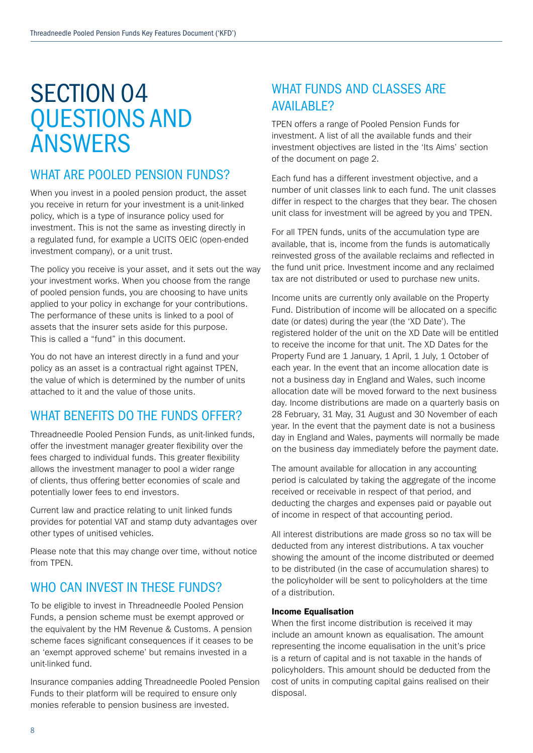# SECTION 04 QUESTIONS AND ANSWERS

## WHAT ARE POOLED PENSION FUNDS?

When you invest in a pooled pension product, the asset you receive in return for your investment is a unit-linked policy, which is a type of insurance policy used for investment. This is not the same as investing directly in a regulated fund, for example a UCITS OEIC (open-ended investment company), or a unit trust.

The policy you receive is your asset, and it sets out the way your investment works. When you choose from the range of pooled pension funds, you are choosing to have units applied to your policy in exchange for your contributions. The performance of these units is linked to a pool of assets that the insurer sets aside for this purpose. This is called a "fund" in this document.

You do not have an interest directly in a fund and your policy as an asset is a contractual right against TPEN, the value of which is determined by the number of units attached to it and the value of those units.

## WHAT BENEFITS DO THE FUNDS OFFER?

Threadneedle Pooled Pension Funds, as unit-linked funds, offer the investment manager greater flexibility over the fees charged to individual funds. This greater flexibility allows the investment manager to pool a wider range of clients, thus offering better economies of scale and potentially lower fees to end investors.

Current law and practice relating to unit linked funds provides for potential VAT and stamp duty advantages over other types of unitised vehicles.

Please note that this may change over time, without notice from TPEN.

## WHO CAN INVEST IN THESE FUNDS?

To be eligible to invest in Threadneedle Pooled Pension Funds, a pension scheme must be exempt approved or the equivalent by the HM Revenue & Customs. A pension scheme faces significant consequences if it ceases to be an 'exempt approved scheme' but remains invested in a unit-linked fund.

Insurance companies adding Threadneedle Pooled Pension Funds to their platform will be required to ensure only monies referable to pension business are invested.

## WHAT FUNDS AND CLASSES ARE AVAILABLE?

TPEN offers a range of Pooled Pension Funds for investment. A list of all the available funds and their investment objectives are listed in the 'Its Aims' section of the document on page 2.

Each fund has a different investment objective, and a number of unit classes link to each fund. The unit classes differ in respect to the charges that they bear. The chosen unit class for investment will be agreed by you and TPEN.

For all TPEN funds, units of the accumulation type are available, that is, income from the funds is automatically reinvested gross of the available reclaims and reflected in the fund unit price. Investment income and any reclaimed tax are not distributed or used to purchase new units.

Income units are currently only available on the Property Fund. Distribution of income will be allocated on a specific date (or dates) during the year (the 'XD Date'). The registered holder of the unit on the XD Date will be entitled to receive the income for that unit. The XD Dates for the Property Fund are 1 January, 1 April, 1 July, 1 October of each year. In the event that an income allocation date is not a business day in England and Wales, such income allocation date will be moved forward to the next business day. Income distributions are made on a quarterly basis on 28 February, 31 May, 31 August and 30 November of each year. In the event that the payment date is not a business day in England and Wales, payments will normally be made on the business day immediately before the payment date.

The amount available for allocation in any accounting period is calculated by taking the aggregate of the income received or receivable in respect of that period, and deducting the charges and expenses paid or payable out of income in respect of that accounting period.

All interest distributions are made gross so no tax will be deducted from any interest distributions. A tax voucher showing the amount of the income distributed or deemed to be distributed (in the case of accumulation shares) to the policyholder will be sent to policyholders at the time of a distribution.

**Income Equalisation**

When the first income distribution is received it may include an amount known as equalisation. The amount representing the income equalisation in the unit's price is a return of capital and is not taxable in the hands of policyholders. This amount should be deducted from the cost of units in computing capital gains realised on their disposal.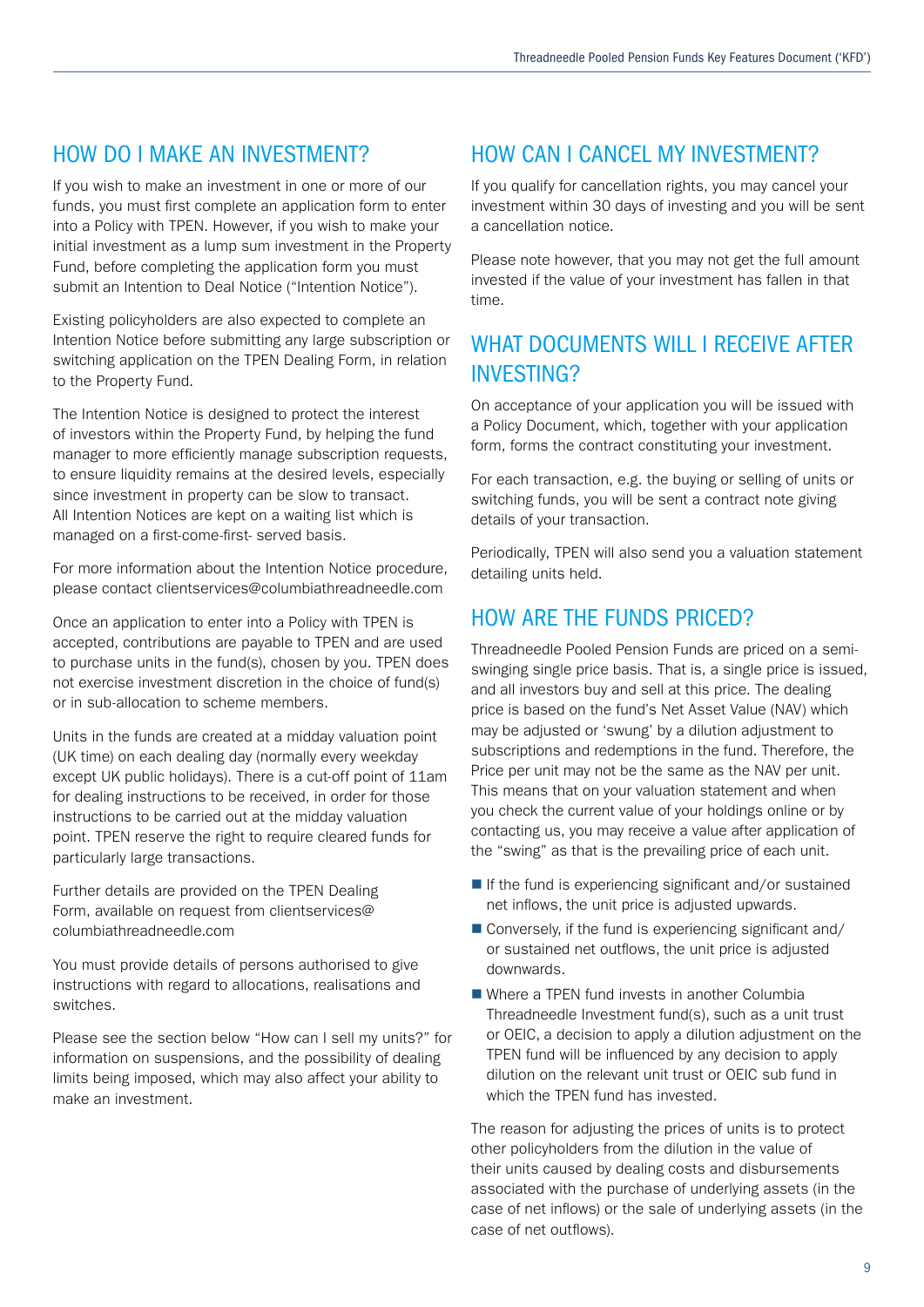## HOW DO I MAKE AN INVESTMENT?

If you wish to make an investment in one or more of our funds, you must first complete an application form to enter into a Policy with TPEN. However, if you wish to make your initial investment as a lump sum investment in the Property Fund, before completing the application form you must submit an Intention to Deal Notice ("Intention Notice").

Existing policyholders are also expected to complete an Intention Notice before submitting any large subscription or switching application on the TPEN Dealing Form, in relation to the Property Fund.

The Intention Notice is designed to protect the interest of investors within the Property Fund, by helping the fund manager to more efficiently manage subscription requests, to ensure liquidity remains at the desired levels, especially since investment in property can be slow to transact. All Intention Notices are kept on a waiting list which is managed on a first-come-first- served basis.

For more information about the Intention Notice procedure, please contact clientservices@columbiathreadneedle.com

Once an application to enter into a Policy with TPEN is accepted, contributions are payable to TPEN and are used to purchase units in the fund(s), chosen by you. TPEN does not exercise investment discretion in the choice of fund(s) or in sub-allocation to scheme members.

Units in the funds are created at a midday valuation point (UK time) on each dealing day (normally every weekday except UK public holidays). There is a cut-off point of 11am for dealing instructions to be received, in order for those instructions to be carried out at the midday valuation point. TPEN reserve the right to require cleared funds for particularly large transactions.

Further details are provided on the TPEN Dealing Form, available on request from clientservices@columbiathreadneedle.com

You must provide details of persons authorised to give instructions with regard to allocations, realisations and switches.

Please see the section below "How can I sell my units?" for information on suspensions, and the possibility of dealing limits being imposed, which may also affect your ability to make an investment.

## HOW CAN I CANCEL MY INVESTMENT?

If you qualify for cancellation rights, you may cancel your investment within 30 days of investing and you will be sent a cancellation notice.

Please note however, that you may not get the full amount invested if the value of your investment has fallen in that time.

## WHAT DOCUMENTS WILL I RECEIVE AFTER INVESTING?

On acceptance of your application you will be issued with a Policy Document, which, together with your application form, forms the contract constituting your investment.

For each transaction, e.g. the buying or selling of units or switching funds, you will be sent a contract note giving details of your transaction.

Periodically, TPEN will also send you a valuation statement detailing units held.

## HOW ARE THE FUNDS PRICED?

Threadneedle Pooled Pension Funds are priced on a semi-swinging single price basis. That is, a single price is issued, and all investors buy and sell at this price. The dealing price is based on the fund's Net Asset Value (NAV) which may be adjusted or 'swung' by a dilution adjustment to subscriptions and redemptions in the fund. Therefore, the Price per unit may not be the same as the NAV per unit. This means that on your valuation statement and when you check the current value of your holdings online or by contacting us, you may receive a value after application of the "swing" as that is the prevailing price of each unit.

- If the fund is experiencing significant and/or sustained net inflows, the unit price is adjusted upwards.
- Conversely, if the fund is experiencing significant and/or sustained net outflows, the unit price is adjusted downwards.
- Where a TPEN fund invests in another Columbia Threadneedle Investment fund(s), such as a unit trust or OEIC, a decision to apply a dilution adjustment on the TPEN fund will be influenced by any decision to apply dilution on the relevant unit trust or OEIC sub fund in which the TPEN fund has invested.

The reason for adjusting the prices of units is to protect other policyholders from the dilution in the value of their units caused by dealing costs and disbursements associated with the purchase of underlying assets (in the case of net inflows) or the sale of underlying assets (in the case of net outflows).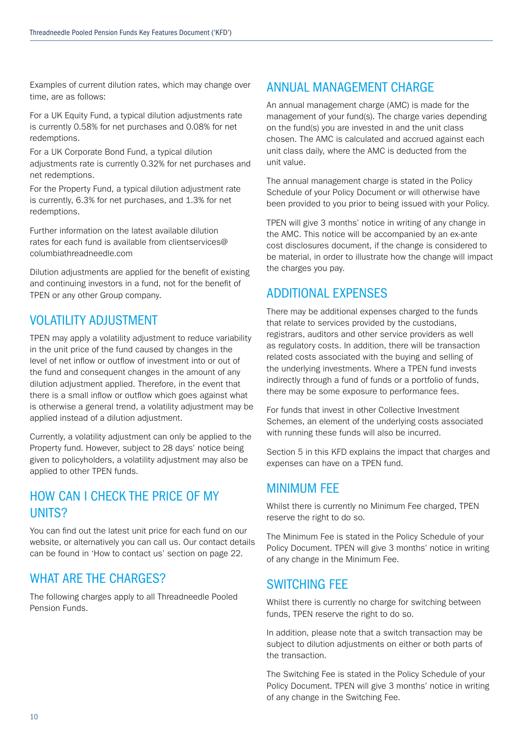Examples of current dilution rates, which may change over time, are as follows:

For a UK Equity Fund, a typical dilution adjustments rate is currently 0.58% for net purchases and 0.08% for net redemptions.

For a UK Corporate Bond Fund, a typical dilution adjustments rate is currently 0.32% for net purchases and net redemptions.

For the Property Fund, a typical dilution adjustment rate is currently, 6.3% for net purchases, and 1.3% for net redemptions.

Further information on the latest available dilution rates for each fund is available from clientservices@columbiathreadneedle.com

Dilution adjustments are applied for the benefit of existing and continuing investors in a fund, not for the benefit of TPEN or any other Group company.

## VOLATILITY ADJUSTMENT

TPEN may apply a volatility adjustment to reduce variability in the unit price of the fund caused by changes in the level of net inflow or outflow of investment into or out of the fund and consequent changes in the amount of any dilution adjustment applied. Therefore, in the event that there is a small inflow or outflow which goes against what is otherwise a general trend, a volatility adjustment may be applied instead of a dilution adjustment.

Currently, a volatility adjustment can only be applied to the Property fund. However, subject to 28 days' notice being given to policyholders, a volatility adjustment may also be applied to other TPEN funds.

## HOW CAN I CHECK THE PRICE OF MY UNITS?

You can find out the latest unit price for each fund on our website, or alternatively you can call us. Our contact details can be found in 'How to contact us' section on page 22.

## WHAT ARE THE CHARGES?

The following charges apply to all Threadneedle Pooled Pension Funds.

## ANNUAL MANAGEMENT CHARGE

An annual management charge (AMC) is made for the management of your fund(s). The charge varies depending on the fund(s) you are invested in and the unit class chosen. The AMC is calculated and accrued against each unit class daily, where the AMC is deducted from the unit value.

The annual management charge is stated in the Policy Schedule of your Policy Document or will otherwise have been provided to you prior to being issued with your Policy.

TPEN will give 3 months' notice in writing of any change in the AMC. This notice will be accompanied by an ex-ante cost disclosures document, if the change is considered to be material, in order to illustrate how the change will impact the charges you pay.

## ADDITIONAL EXPENSES

There may be additional expenses charged to the funds that relate to services provided by the custodians, registrars, auditors and other service providers as well as regulatory costs. In addition, there will be transaction related costs associated with the buying and selling of the underlying investments. Where a TPEN fund invests indirectly through a fund of funds or a portfolio of funds, there may be some exposure to performance fees.

For funds that invest in other Collective Investment Schemes, an element of the underlying costs associated with running these funds will also be incurred.

Section 5 in this KFD explains the impact that charges and expenses can have on a TPEN fund.

## MINIMUM FEE

Whilst there is currently no Minimum Fee charged, TPEN reserve the right to do so.

The Minimum Fee is stated in the Policy Schedule of your Policy Document. TPEN will give 3 months' notice in writing of any change in the Minimum Fee.

## SWITCHING FEE

Whilst there is currently no charge for switching between funds, TPEN reserve the right to do so.

In addition, please note that a switch transaction may be subject to dilution adjustments on either or both parts of the transaction.

The Switching Fee is stated in the Policy Schedule of your Policy Document. TPEN will give 3 months' notice in writing of any change in the Switching Fee.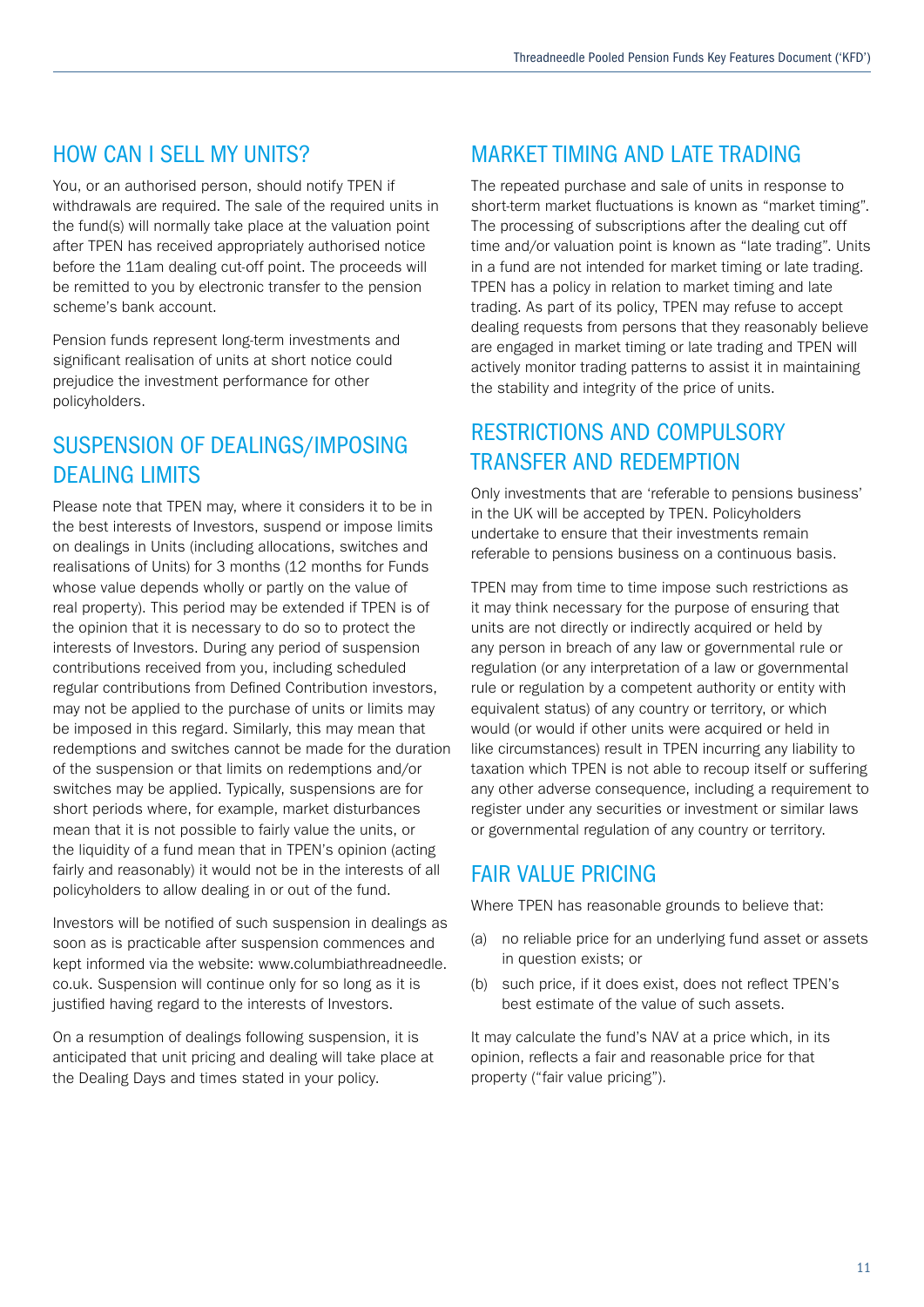## HOW CAN I SELL MY UNITS?

You, or an authorised person, should notify TPEN if withdrawals are required. The sale of the required units in the fund(s) will normally take place at the valuation point after TPEN has received appropriately authorised notice before the 11am dealing cut-off point. The proceeds will be remitted to you by electronic transfer to the pension scheme's bank account.

Pension funds represent long-term investments and significant realisation of units at short notice could prejudice the investment performance for other policyholders.

## SUSPENSION OF DEALINGS/IMPOSING DEALING LIMITS

Please note that TPEN may, where it considers it to be in the best interests of Investors, suspend or impose limits on dealings in Units (including allocations, switches and realisations of Units) for 3 months (12 months for Funds whose value depends wholly or partly on the value of real property). This period may be extended if TPEN is of the opinion that it is necessary to do so to protect the interests of Investors. During any period of suspension contributions received from you, including scheduled regular contributions from Defined Contribution investors, may not be applied to the purchase of units or limits may be imposed in this regard. Similarly, this may mean that redemptions and switches cannot be made for the duration of the suspension or that limits on redemptions and/or switches may be applied. Typically, suspensions are for short periods where, for example, market disturbances mean that it is not possible to fairly value the units, or the liquidity of a fund mean that in TPEN's opinion (acting fairly and reasonably) it would not be in the interests of all policyholders to allow dealing in or out of the fund.

Investors will be notified of such suspension in dealings as soon as is practicable after suspension commences and kept informed via the website: www.columbiathreadneedle.co.uk. Suspension will continue only for so long as it is justified having regard to the interests of Investors.

On a resumption of dealings following suspension, it is anticipated that unit pricing and dealing will take place at the Dealing Days and times stated in your policy.

## MARKET TIMING AND LATE TRADING

The repeated purchase and sale of units in response to short-term market fluctuations is known as "market timing". The processing of subscriptions after the dealing cut off time and/or valuation point is known as "late trading". Units in a fund are not intended for market timing or late trading. TPEN has a policy in relation to market timing and late trading. As part of its policy, TPEN may refuse to accept dealing requests from persons that they reasonably believe are engaged in market timing or late trading and TPEN will actively monitor trading patterns to assist it in maintaining the stability and integrity of the price of units.

## RESTRICTIONS AND COMPULSORY TRANSFER AND REDEMPTION

Only investments that are 'referable to pensions business' in the UK will be accepted by TPEN. Policyholders undertake to ensure that their investments remain referable to pensions business on a continuous basis.

TPEN may from time to time impose such restrictions as it may think necessary for the purpose of ensuring that units are not directly or indirectly acquired or held by any person in breach of any law or governmental rule or regulation (or any interpretation of a law or governmental rule or regulation by a competent authority or entity with equivalent status) of any country or territory, or which would (or would if other units were acquired or held in like circumstances) result in TPEN incurring any liability to taxation which TPEN is not able to recoup itself or suffering any other adverse consequence, including a requirement to register under any securities or investment or similar laws or governmental regulation of any country or territory.

## FAIR VALUE PRICING

Where TPEN has reasonable grounds to believe that:

(a) no reliable price for an underlying fund asset or assets in question exists; or

(b) such price, if it does exist, does not reflect TPEN's best estimate of the value of such assets.

It may calculate the fund's NAV at a price which, in its opinion, reflects a fair and reasonable price for that property ("fair value pricing").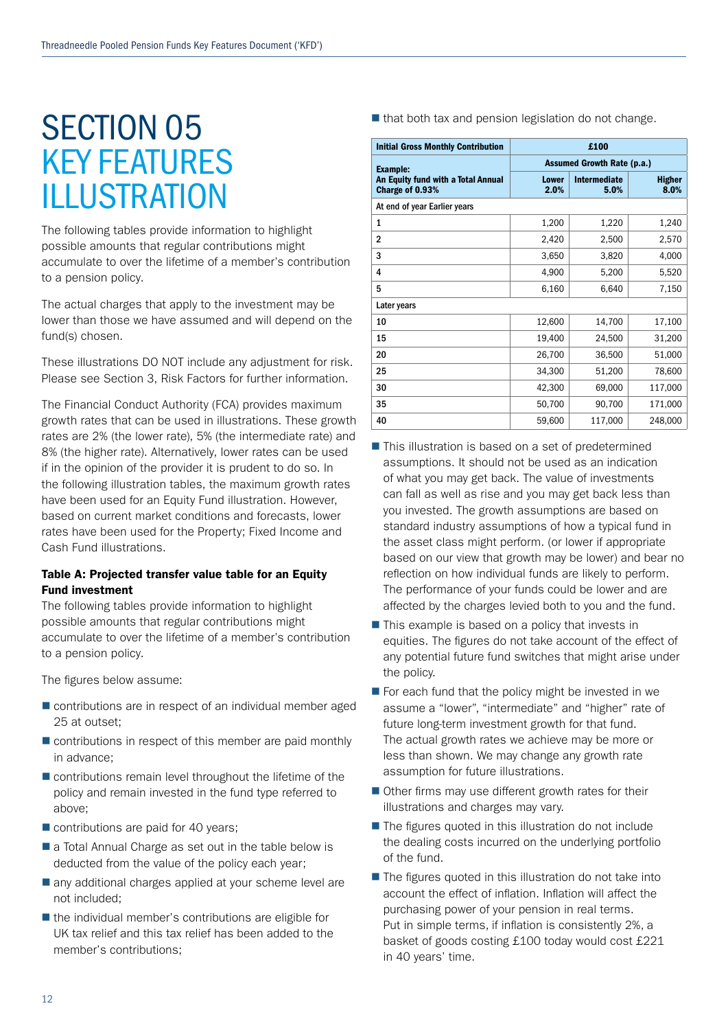# SECTION 05 KEY FEATURES ILLUSTRATION

The following tables provide information to highlight possible amounts that regular contributions might accumulate to over the lifetime of a member's contribution to a pension policy.

The actual charges that apply to the investment may be lower than those we have assumed and will depend on the fund(s) chosen.

These illustrations DO NOT include any adjustment for risk. Please see Section 3, Risk Factors for further information.

The Financial Conduct Authority (FCA) provides maximum growth rates that can be used in illustrations. These growth rates are 2% (the lower rate), 5% (the intermediate rate) and 8% (the higher rate). Alternatively, lower rates can be used if in the opinion of the provider it is prudent to do so. In the following illustration tables, the maximum growth rates have been used for an Equity Fund illustration. However, based on current market conditions and forecasts, lower rates have been used for the Property; Fixed Income and Cash Fund illustrations.

### Table A: Projected transfer value table for an Equity Fund investment

The following tables provide information to highlight possible amounts that regular contributions might accumulate to over the lifetime of a member's contribution to a pension policy.

The figures below assume:

- contributions are in respect of an individual member aged 25 at outset;
- contributions in respect of this member are paid monthly in advance;
- contributions remain level throughout the lifetime of the policy and remain invested in the fund type referred to above;
- contributions are paid for 40 years;
- a Total Annual Charge as set out in the table below is deducted from the value of the policy each year;
- any additional charges applied at your scheme level are not included;
- the individual member's contributions are eligible for UK tax relief and this tax relief has been added to the member's contributions;
- that both tax and pension legislation do not change.

| Initial Gross Monthly Contribution | £100 | | |
|---|---|---|---|
| **Example:** An Equity fund with a Total Annual Charge of 0.93% | Assumed Growth Rate (p.a.) | | |
| | Lower 2.0% | Intermediate 5.0% | Higher 8.0% |
| At end of year Earlier years | | | |
| 1 | 1,200 | 1,220 | 1,240 |
| 2 | 2,420 | 2,500 | 2,570 |
| 3 | 3,650 | 3,820 | 4,000 |
| 4 | 4,900 | 5,200 | 5,520 |
| 5 | 6,160 | 6,640 | 7,150 |
| Later years | | | |
| 10 | 12,600 | 14,700 | 17,100 |
| 15 | 19,400 | 24,500 | 31,200 |
| 20 | 26,700 | 36,500 | 51,000 |
| 25 | 34,300 | 51,200 | 78,600 |
| 30 | 42,300 | 69,000 | 117,000 |
| 35 | 50,700 | 90,700 | 171,000 |
| 40 | 59,600 | 117,000 | 248,000 |

- This illustration is based on a set of predetermined assumptions. It should not be used as an indication of what you may get back. The value of investments can fall as well as rise and you may get back less than you invested. The growth assumptions are based on standard industry assumptions of how a typical fund in the asset class might perform. (or lower if appropriate based on our view that growth may be lower) and bear no reflection on how individual funds are likely to perform. The performance of your funds could be lower and are affected by the charges levied both to you and the fund.
- This example is based on a policy that invests in equities. The figures do not take account of the effect of any potential future fund switches that might arise under the policy.
- For each fund that the policy might be invested in we assume a "lower", "intermediate" and "higher" rate of future long-term investment growth for that fund. The actual growth rates we achieve may be more or less than shown. We may change any growth rate assumption for future illustrations.
- Other firms may use different growth rates for their illustrations and charges may vary.
- The figures quoted in this illustration do not include the dealing costs incurred on the underlying portfolio of the fund.
- The figures quoted in this illustration do not take into account the effect of inflation. Inflation will affect the purchasing power of your pension in real terms. Put in simple terms, if inflation is consistently 2%, a basket of goods costing £100 today would cost £221 in 40 years' time.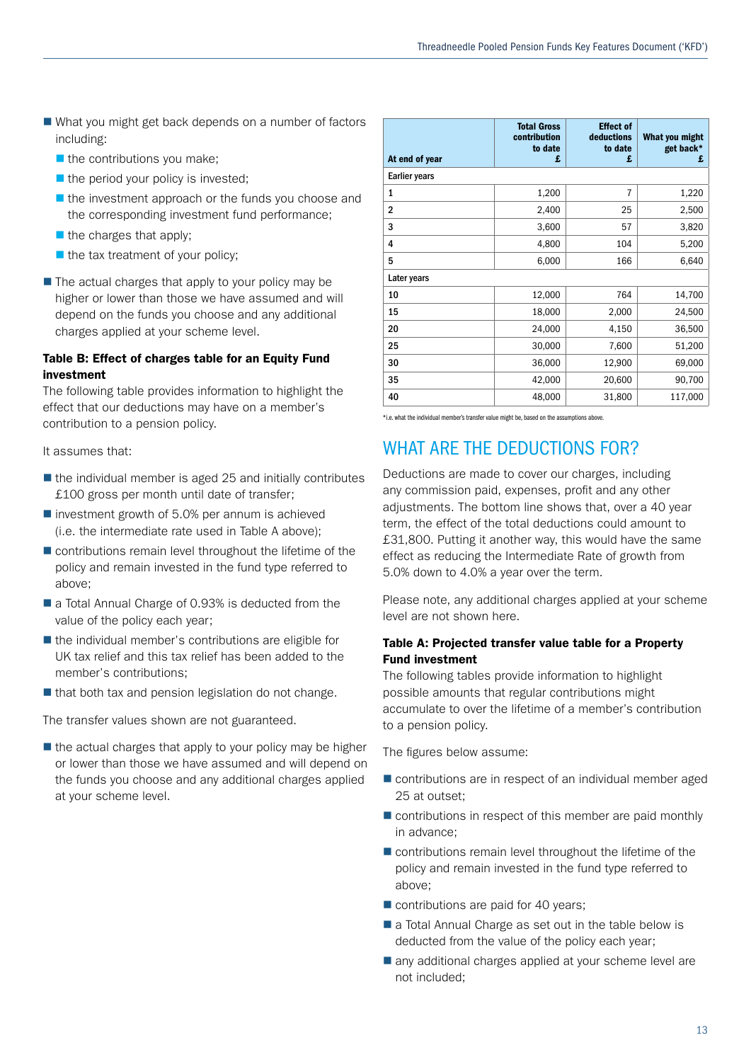- What you might get back depends on a number of factors including:
  - the contributions you make;
  - the period your policy is invested;
  - the investment approach or the funds you choose and the corresponding investment fund performance;
  - the charges that apply;
  - the tax treatment of your policy;
- The actual charges that apply to your policy may be higher or lower than those we have assumed and will depend on the funds you choose and any additional charges applied at your scheme level.

**Table B: Effect of charges table for an Equity Fund investment**

The following table provides information to highlight the effect that our deductions may have on a member's contribution to a pension policy.

It assumes that:

- the individual member is aged 25 and initially contributes £100 gross per month until date of transfer;
- investment growth of 5.0% per annum is achieved (i.e. the intermediate rate used in Table A above);
- contributions remain level throughout the lifetime of the policy and remain invested in the fund type referred to above;
- a Total Annual Charge of 0.93% is deducted from the value of the policy each year;
- the individual member's contributions are eligible for UK tax relief and this tax relief has been added to the member's contributions;
- that both tax and pension legislation do not change.

The transfer values shown are not guaranteed.

- the actual charges that apply to your policy may be higher or lower than those we have assumed and will depend on the funds you choose and any additional charges applied at your scheme level.

| At end of year | Total Gross contribution to date £ | Effect of deductions to date £ | What you might get back* £ |
|---|---|---|---|
| **Earlier years** | | | |
| 1 | 1,200 | 7 | 1,220 |
| 2 | 2,400 | 25 | 2,500 |
| 3 | 3,600 | 57 | 3,820 |
| 4 | 4,800 | 104 | 5,200 |
| 5 | 6,000 | 166 | 6,640 |
| **Later years** | | | |
| 10 | 12,000 | 764 | 14,700 |
| 15 | 18,000 | 2,000 | 24,500 |
| 20 | 24,000 | 4,150 | 36,500 |
| 25 | 30,000 | 7,600 | 51,200 |
| 30 | 36,000 | 12,900 | 69,000 |
| 35 | 42,000 | 20,600 | 90,700 |
| 40 | 48,000 | 31,800 | 117,000 |

*i.e. what the individual member's transfer value might be, based on the assumptions above.

## WHAT ARE THE DEDUCTIONS FOR?

Deductions are made to cover our charges, including any commission paid, expenses, profit and any other adjustments. The bottom line shows that, over a 40 year term, the effect of the total deductions could amount to £31,800. Putting it another way, this would have the same effect as reducing the Intermediate Rate of growth from 5.0% down to 4.0% a year over the term.

Please note, any additional charges applied at your scheme level are not shown here.

**Table A: Projected transfer value table for a Property Fund investment**

The following tables provide information to highlight possible amounts that regular contributions might accumulate to over the lifetime of a member's contribution to a pension policy.

The figures below assume:

- contributions are in respect of an individual member aged 25 at outset;
- contributions in respect of this member are paid monthly in advance;
- contributions remain level throughout the lifetime of the policy and remain invested in the fund type referred to above;
- contributions are paid for 40 years;
- a Total Annual Charge as set out in the table below is deducted from the value of the policy each year;
- any additional charges applied at your scheme level are not included;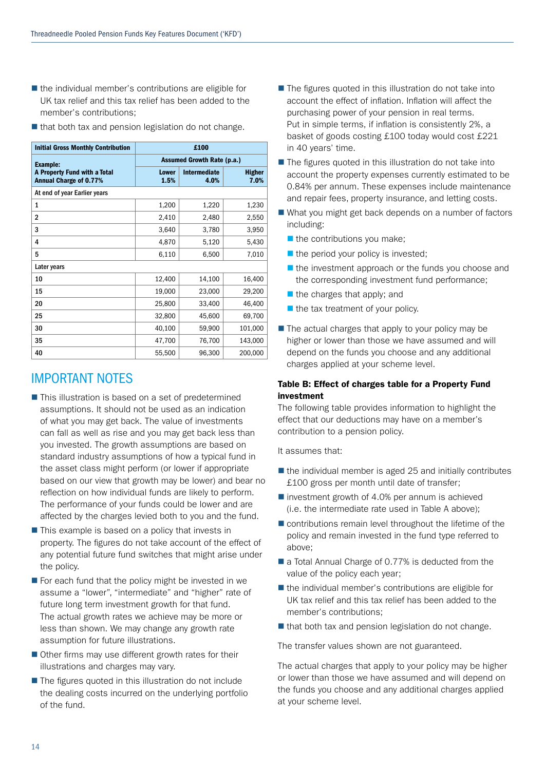- the individual member's contributions are eligible for UK tax relief and this tax relief has been added to the member's contributions;
- that both tax and pension legislation do not change.

| Initial Gross Monthly Contribution | £100 | | |
|---|---|---|---|
| **Example:** A Property Fund with a Total Annual Charge of 0.77% | Assumed Growth Rate (p.a.) | | |
| | Lower 1.5% | Intermediate 4.0% | Higher 7.0% |
| At end of year Earlier years | | | |
| 1 | 1,200 | 1,220 | 1,230 |
| 2 | 2,410 | 2,480 | 2,550 |
| 3 | 3,640 | 3,780 | 3,950 |
| 4 | 4,870 | 5,120 | 5,430 |
| 5 | 6,110 | 6,500 | 7,010 |
| Later years | | | |
| 10 | 12,400 | 14,100 | 16,400 |
| 15 | 19,000 | 23,000 | 29,200 |
| 20 | 25,800 | 33,400 | 46,400 |
| 25 | 32,800 | 45,600 | 69,700 |
| 30 | 40,100 | 59,900 | 101,000 |
| 35 | 47,700 | 76,700 | 143,000 |
| 40 | 55,500 | 96,300 | 200,000 |

## IMPORTANT NOTES

- This illustration is based on a set of predetermined assumptions. It should not be used as an indication of what you may get back. The value of investments can fall as well as rise and you may get back less than you invested. The growth assumptions are based on standard industry assumptions of how a typical fund in the asset class might perform (or lower if appropriate based on our view that growth may be lower) and bear no reflection on how individual funds are likely to perform. The performance of your funds could be lower and are affected by the charges levied both to you and the fund.
- This example is based on a policy that invests in property. The figures do not take account of the effect of any potential future fund switches that might arise under the policy.
- For each fund that the policy might be invested in we assume a "lower", "intermediate" and "higher" rate of future long term investment growth for that fund. The actual growth rates we achieve may be more or less than shown. We may change any growth rate assumption for future illustrations.
- Other firms may use different growth rates for their illustrations and charges may vary.
- The figures quoted in this illustration do not include the dealing costs incurred on the underlying portfolio of the fund.
- The figures quoted in this illustration do not take into account the effect of inflation. Inflation will affect the purchasing power of your pension in real terms. Put in simple terms, if inflation is consistently 2%, a basket of goods costing £100 today would cost £221 in 40 years' time.
- The figures quoted in this illustration do not take into account the property expenses currently estimated to be 0.84% per annum. These expenses include maintenance and repair fees, property insurance, and letting costs.
- What you might get back depends on a number of factors including:
  - the contributions you make;
  - the period your policy is invested;
  - the investment approach or the funds you choose and the corresponding investment fund performance;
  - the charges that apply; and
  - the tax treatment of your policy.
- The actual charges that apply to your policy may be higher or lower than those we have assumed and will depend on the funds you choose and any additional charges applied at your scheme level.

### Table B: Effect of charges table for a Property Fund investment

The following table provides information to highlight the effect that our deductions may have on a member's contribution to a pension policy.

It assumes that:

- the individual member is aged 25 and initially contributes £100 gross per month until date of transfer;
- investment growth of 4.0% per annum is achieved (i.e. the intermediate rate used in Table A above);
- contributions remain level throughout the lifetime of the policy and remain invested in the fund type referred to above;
- a Total Annual Charge of 0.77% is deducted from the value of the policy each year;
- the individual member's contributions are eligible for UK tax relief and this tax relief has been added to the member's contributions;
- that both tax and pension legislation do not change.

The transfer values shown are not guaranteed.

The actual charges that apply to your policy may be higher or lower than those we have assumed and will depend on the funds you choose and any additional charges applied at your scheme level.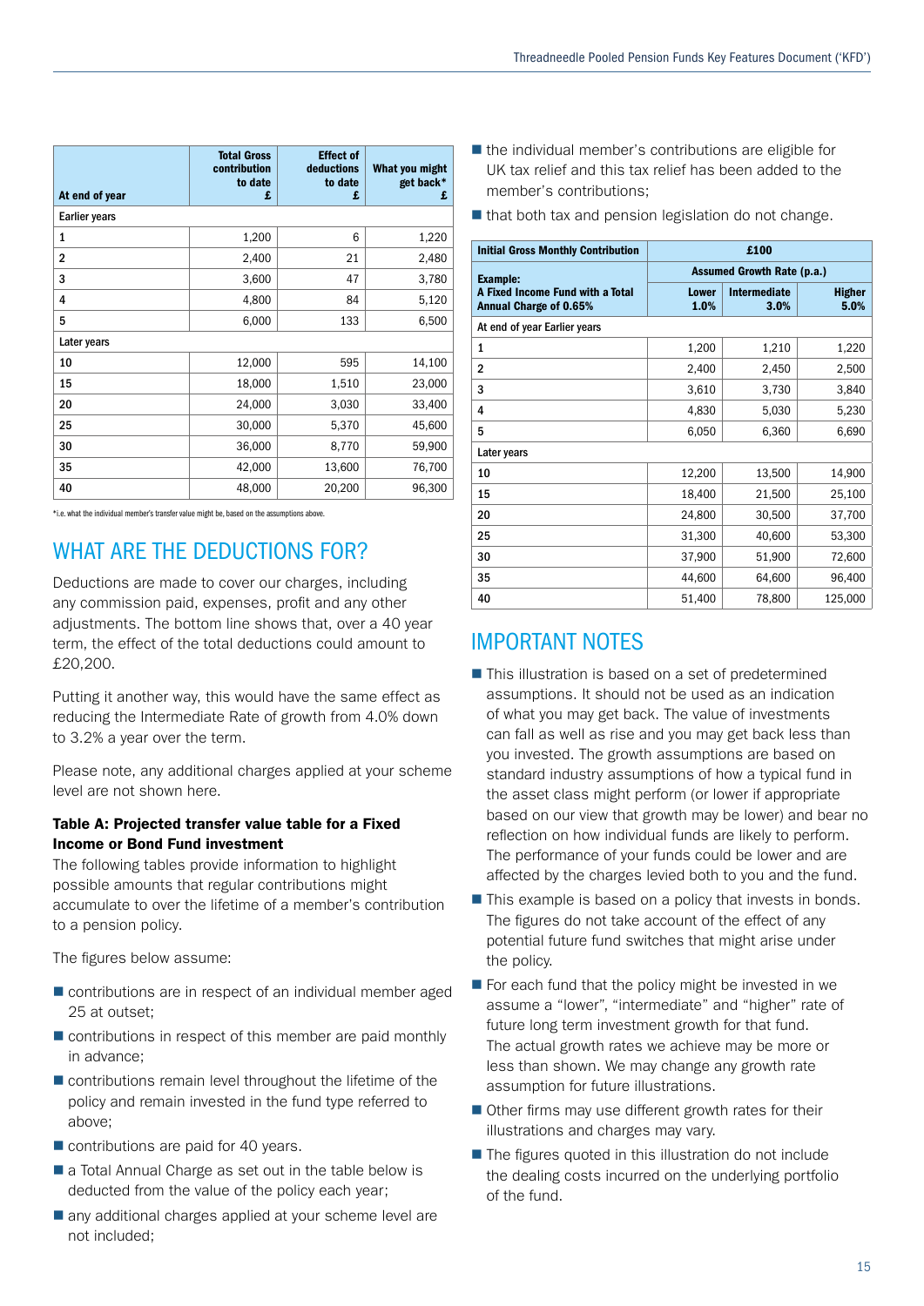| At end of year | Total Gross contribution to date £ | Effect of deductions to date £ | What you might get back* £ |
|---|---|---|---|
| Earlier years | | | |
| 1 | 1,200 | 6 | 1,220 |
| 2 | 2,400 | 21 | 2,480 |
| 3 | 3,600 | 47 | 3,780 |
| 4 | 4,800 | 84 | 5,120 |
| 5 | 6,000 | 133 | 6,500 |
| Later years | | | |
| 10 | 12,000 | 595 | 14,100 |
| 15 | 18,000 | 1,510 | 23,000 |
| 20 | 24,000 | 3,030 | 33,400 |
| 25 | 30,000 | 5,370 | 45,600 |
| 30 | 36,000 | 8,770 | 59,900 |
| 35 | 42,000 | 13,600 | 76,700 |
| 40 | 48,000 | 20,200 | 96,300 |

*i.e. what the individual member's transfer value might be, based on the assumptions above.

## WHAT ARE THE DEDUCTIONS FOR?

Deductions are made to cover our charges, including any commission paid, expenses, profit and any other adjustments. The bottom line shows that, over a 40 year term, the effect of the total deductions could amount to £20,200.

Putting it another way, this would have the same effect as reducing the Intermediate Rate of growth from 4.0% down to 3.2% a year over the term.

Please note, any additional charges applied at your scheme level are not shown here.

**Table A: Projected transfer value table for a Fixed Income or Bond Fund investment**

The following tables provide information to highlight possible amounts that regular contributions might accumulate to over the lifetime of a member's contribution to a pension policy.

The figures below assume:

- contributions are in respect of an individual member aged 25 at outset;
- contributions in respect of this member are paid monthly in advance;
- contributions remain level throughout the lifetime of the policy and remain invested in the fund type referred to above;
- contributions are paid for 40 years.
- a Total Annual Charge as set out in the table below is deducted from the value of the policy each year;
- any additional charges applied at your scheme level are not included;
- the individual member's contributions are eligible for UK tax relief and this tax relief has been added to the member's contributions;
- that both tax and pension legislation do not change.

| Initial Gross Monthly Contribution | £100 | | |
|---|---|---|---|
| | Assumed Growth Rate (p.a.) | | |
| Example: A Fixed Income Fund with a Total Annual Charge of 0.65% | Lower 1.0% | Intermediate 3.0% | Higher 5.0% |
| At end of year Earlier years | | | |
| 1 | 1,200 | 1,210 | 1,220 |
| 2 | 2,400 | 2,450 | 2,500 |
| 3 | 3,610 | 3,730 | 3,840 |
| 4 | 4,830 | 5,030 | 5,230 |
| 5 | 6,050 | 6,360 | 6,690 |
| Later years | | | |
| 10 | 12,200 | 13,500 | 14,900 |
| 15 | 18,400 | 21,500 | 25,100 |
| 20 | 24,800 | 30,500 | 37,700 |
| 25 | 31,300 | 40,600 | 53,300 |
| 30 | 37,900 | 51,900 | 72,600 |
| 35 | 44,600 | 64,600 | 96,400 |
| 40 | 51,400 | 78,800 | 125,000 |

## IMPORTANT NOTES

- This illustration is based on a set of predetermined assumptions. It should not be used as an indication of what you may get back. The value of investments can fall as well as rise and you may get back less than you invested. The growth assumptions are based on standard industry assumptions of how a typical fund in the asset class might perform (or lower if appropriate based on our view that growth may be lower) and bear no reflection on how individual funds are likely to perform. The performance of your funds could be lower and are affected by the charges levied both to you and the fund.
- This example is based on a policy that invests in bonds. The figures do not take account of the effect of any potential future fund switches that might arise under the policy.
- For each fund that the policy might be invested in we assume a "lower", "intermediate" and "higher" rate of future long term investment growth for that fund. The actual growth rates we achieve may be more or less than shown. We may change any growth rate assumption for future illustrations.
- Other firms may use different growth rates for their illustrations and charges may vary.
- The figures quoted in this illustration do not include the dealing costs incurred on the underlying portfolio of the fund.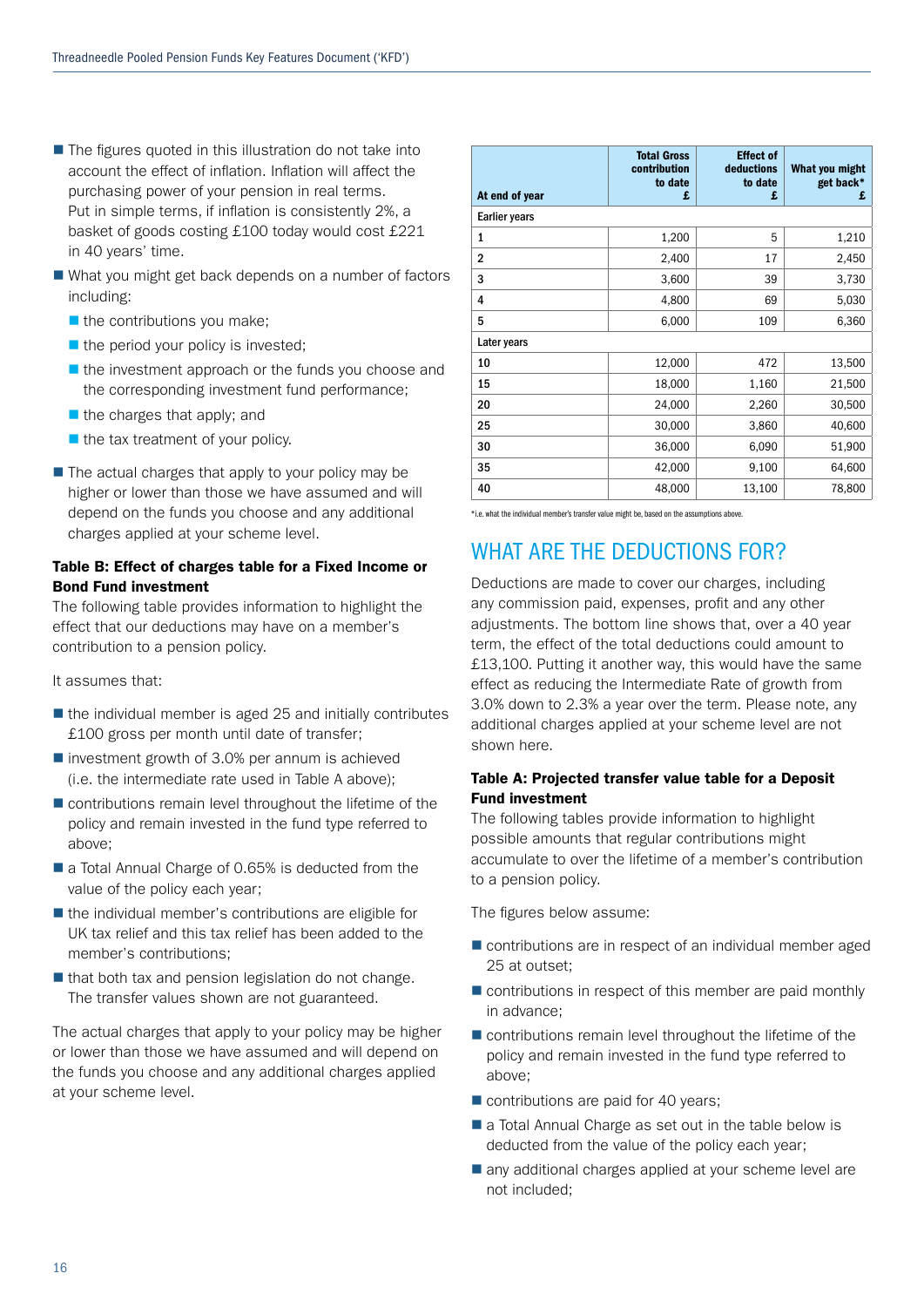- The figures quoted in this illustration do not take into account the effect of inflation. Inflation will affect the purchasing power of your pension in real terms. Put in simple terms, if inflation is consistently 2%, a basket of goods costing £100 today would cost £221 in 40 years' time.
- What you might get back depends on a number of factors including:
  - the contributions you make;
  - the period your policy is invested;
  - the investment approach or the funds you choose and the corresponding investment fund performance;
  - the charges that apply; and
  - the tax treatment of your policy.
- The actual charges that apply to your policy may be higher or lower than those we have assumed and will depend on the funds you choose and any additional charges applied at your scheme level.

**Table B: Effect of charges table for a Fixed Income or Bond Fund investment**

The following table provides information to highlight the effect that our deductions may have on a member's contribution to a pension policy.

It assumes that:

- the individual member is aged 25 and initially contributes £100 gross per month until date of transfer;
- investment growth of 3.0% per annum is achieved (i.e. the intermediate rate used in Table A above);
- contributions remain level throughout the lifetime of the policy and remain invested in the fund type referred to above;
- a Total Annual Charge of 0.65% is deducted from the value of the policy each year;
- the individual member's contributions are eligible for UK tax relief and this tax relief has been added to the member's contributions;
- that both tax and pension legislation do not change. The transfer values shown are not guaranteed.

The actual charges that apply to your policy may be higher or lower than those we have assumed and will depend on the funds you choose and any additional charges applied at your scheme level.

| At end of year | Total Gross contribution to date £ | Effect of deductions to date £ | What you might get back* £ |
|---|---|---|---|
| **Earlier years** | | | |
| 1 | 1,200 | 5 | 1,210 |
| 2 | 2,400 | 17 | 2,450 |
| 3 | 3,600 | 39 | 3,730 |
| 4 | 4,800 | 69 | 5,030 |
| 5 | 6,000 | 109 | 6,360 |
| **Later years** | | | |
| 10 | 12,000 | 472 | 13,500 |
| 15 | 18,000 | 1,160 | 21,500 |
| 20 | 24,000 | 2,260 | 30,500 |
| 25 | 30,000 | 3,860 | 40,600 |
| 30 | 36,000 | 6,090 | 51,900 |
| 35 | 42,000 | 9,100 | 64,600 |
| 40 | 48,000 | 13,100 | 78,800 |

*i.e. what the individual member's transfer value might be, based on the assumptions above.

## WHAT ARE THE DEDUCTIONS FOR?

Deductions are made to cover our charges, including any commission paid, expenses, profit and any other adjustments. The bottom line shows that, over a 40 year term, the effect of the total deductions could amount to £13,100. Putting it another way, this would have the same effect as reducing the Intermediate Rate of growth from 3.0% down to 2.3% a year over the term. Please note, any additional charges applied at your scheme level are not shown here.

**Table A: Projected transfer value table for a Deposit Fund investment**

The following tables provide information to highlight possible amounts that regular contributions might accumulate to over the lifetime of a member's contribution to a pension policy.

The figures below assume:

- contributions are in respect of an individual member aged 25 at outset;
- contributions in respect of this member are paid monthly in advance;
- contributions remain level throughout the lifetime of the policy and remain invested in the fund type referred to above;
- contributions are paid for 40 years;
- a Total Annual Charge as set out in the table below is deducted from the value of the policy each year;
- any additional charges applied at your scheme level are not included;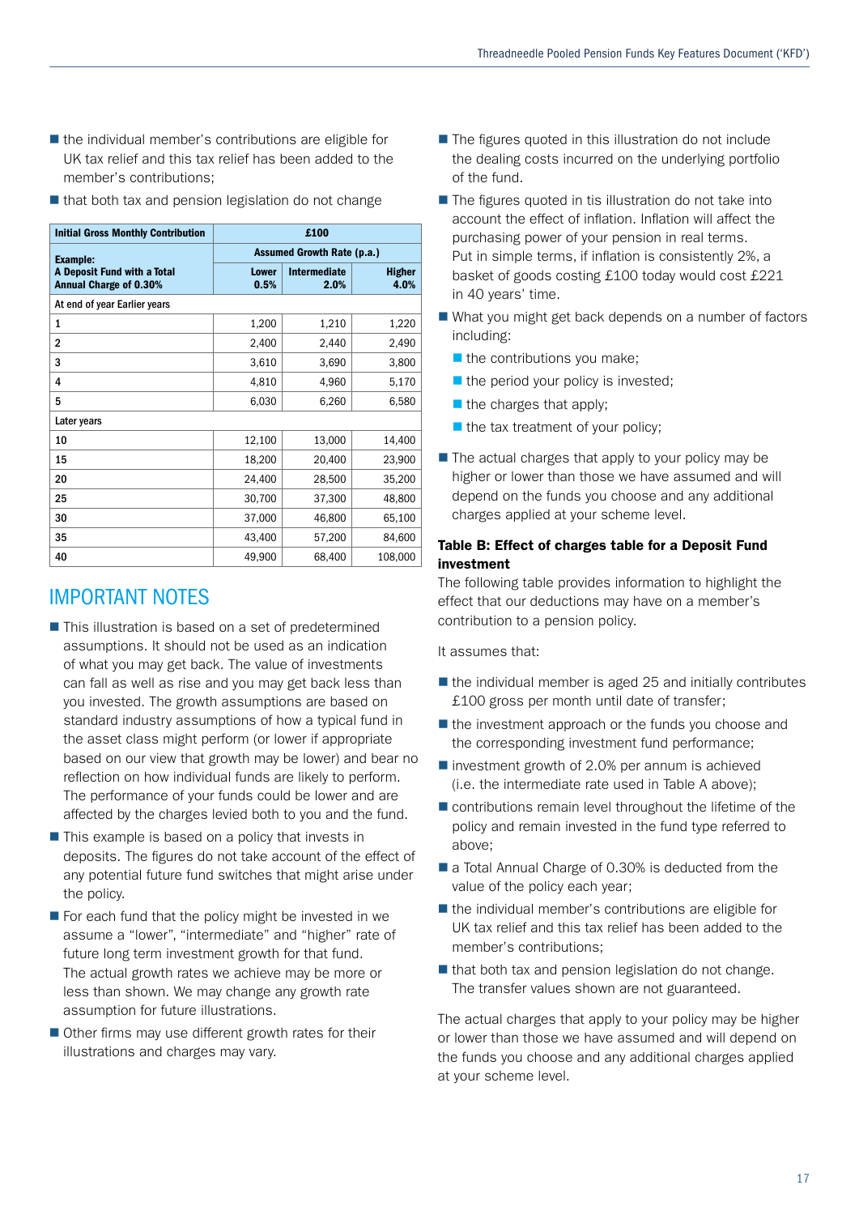- the individual member's contributions are eligible for UK tax relief and this tax relief has been added to the member's contributions;
- that both tax and pension legislation do not change

| Initial Gross Monthly Contribution | £100 | | |
|---|---|---|---|
| **Example:** A Deposit Fund with a Total Annual Charge of 0.30% | Assumed Growth Rate (p.a.) | | |
| | Lower 0.5% | Intermediate 2.0% | Higher 4.0% |
| At end of year Earlier years | | | |
| 1 | 1,200 | 1,210 | 1,220 |
| 2 | 2,400 | 2,440 | 2,490 |
| 3 | 3,610 | 3,690 | 3,800 |
| 4 | 4,810 | 4,960 | 5,170 |
| 5 | 6,030 | 6,260 | 6,580 |
| Later years | | | |
| 10 | 12,100 | 13,000 | 14,400 |
| 15 | 18,200 | 20,400 | 23,900 |
| 20 | 24,400 | 28,500 | 35,200 |
| 25 | 30,700 | 37,300 | 48,800 |
| 30 | 37,000 | 46,800 | 65,100 |
| 35 | 43,400 | 57,200 | 84,600 |
| 40 | 49,900 | 68,400 | 108,000 |

## IMPORTANT NOTES

- This illustration is based on a set of predetermined assumptions. It should not be used as an indication of what you may get back. The value of investments can fall as well as rise and you may get back less than you invested. The growth assumptions are based on standard industry assumptions of how a typical fund in the asset class might perform (or lower if appropriate based on our view that growth may be lower) and bear no reflection on how individual funds are likely to perform. The performance of your funds could be lower and are affected by the charges levied both to you and the fund.
- This example is based on a policy that invests in deposits. The figures do not take account of the effect of any potential future fund switches that might arise under the policy.
- For each fund that the policy might be invested in we assume a "lower", "intermediate" and "higher" rate of future long term investment growth for that fund. The actual growth rates we achieve may be more or less than shown. We may change any growth rate assumption for future illustrations.
- Other firms may use different growth rates for their illustrations and charges may vary.
- The figures quoted in this illustration do not include the dealing costs incurred on the underlying portfolio of the fund.
- The figures quoted in tis illustration do not take into account the effect of inflation. Inflation will affect the purchasing power of your pension in real terms. Put in simple terms, if inflation is consistently 2%, a basket of goods costing £100 today would cost £221 in 40 years' time.
- What you might get back depends on a number of factors including:
  - the contributions you make;
  - the period your policy is invested;
  - the charges that apply;
  - the tax treatment of your policy;
- The actual charges that apply to your policy may be higher or lower than those we have assumed and will depend on the funds you choose and any additional charges applied at your scheme level.

**Table B: Effect of charges table for a Deposit Fund investment**

The following table provides information to highlight the effect that our deductions may have on a member's contribution to a pension policy.

It assumes that:

- the individual member is aged 25 and initially contributes £100 gross per month until date of transfer;
- the investment approach or the funds you choose and the corresponding investment fund performance;
- investment growth of 2.0% per annum is achieved (i.e. the intermediate rate used in Table A above);
- contributions remain level throughout the lifetime of the policy and remain invested in the fund type referred to above;
- a Total Annual Charge of 0.30% is deducted from the value of the policy each year;
- the individual member's contributions are eligible for UK tax relief and this tax relief has been added to the member's contributions;
- that both tax and pension legislation do not change. The transfer values shown are not guaranteed.

The actual charges that apply to your policy may be higher or lower than those we have assumed and will depend on the funds you choose and any additional charges applied at your scheme level.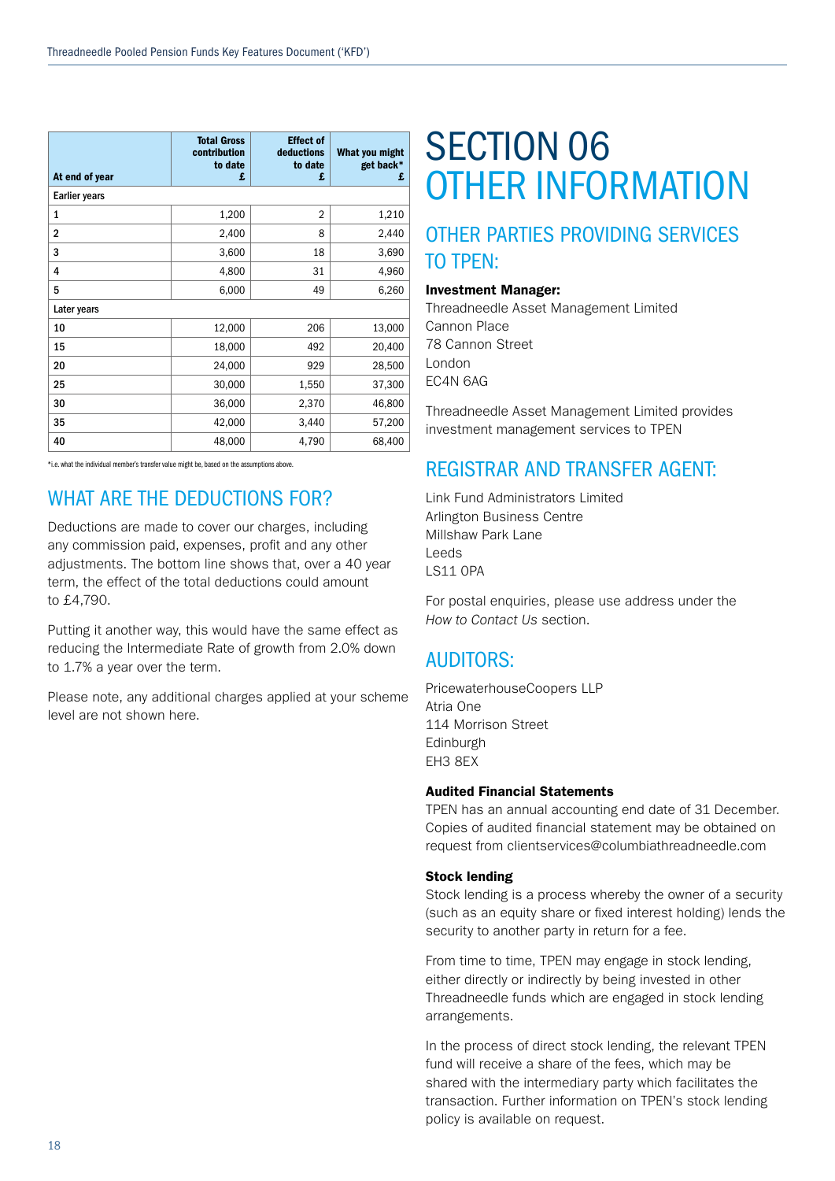| At end of year | Total Gross contribution to date £ | Effect of deductions to date £ | What you might get back* £ |
|---|---|---|---|
| Earlier years | | | |
| 1 | 1,200 | 2 | 1,210 |
| 2 | 2,400 | 8 | 2,440 |
| 3 | 3,600 | 18 | 3,690 |
| 4 | 4,800 | 31 | 4,960 |
| 5 | 6,000 | 49 | 6,260 |
| Later years | | | |
| 10 | 12,000 | 206 | 13,000 |
| 15 | 18,000 | 492 | 20,400 |
| 20 | 24,000 | 929 | 28,500 |
| 25 | 30,000 | 1,550 | 37,300 |
| 30 | 36,000 | 2,370 | 46,800 |
| 35 | 42,000 | 3,440 | 57,200 |
| 40 | 48,000 | 4,790 | 68,400 |

*i.e. what the individual member's transfer value might be, based on the assumptions above.

## WHAT ARE THE DEDUCTIONS FOR?

Deductions are made to cover our charges, including any commission paid, expenses, profit and any other adjustments. The bottom line shows that, over a 40 year term, the effect of the total deductions could amount to £4,790.

Putting it another way, this would have the same effect as reducing the Intermediate Rate of growth from 2.0% down to 1.7% a year over the term.

Please note, any additional charges applied at your scheme level are not shown here.

# SECTION 06 OTHER INFORMATION

## OTHER PARTIES PROVIDING SERVICES TO TPEN:

**Investment Manager:**
Threadneedle Asset Management Limited
Cannon Place
78 Cannon Street
London
EC4N 6AG

Threadneedle Asset Management Limited provides investment management services to TPEN

## REGISTRAR AND TRANSFER AGENT:

Link Fund Administrators Limited
Arlington Business Centre
Millshaw Park Lane
Leeds
LS11 0PA

For postal enquiries, please use address under the *How to Contact Us* section.

## AUDITORS:

PricewaterhouseCoopers LLP
Atria One
114 Morrison Street
Edinburgh
EH3 8EX

**Audited Financial Statements**
TPEN has an annual accounting end date of 31 December. Copies of audited financial statement may be obtained on request from clientservices@columbiathreadneedle.com

**Stock lending**
Stock lending is a process whereby the owner of a security (such as an equity share or fixed interest holding) lends the security to another party in return for a fee.

From time to time, TPEN may engage in stock lending, either directly or indirectly by being invested in other Threadneedle funds which are engaged in stock lending arrangements.

In the process of direct stock lending, the relevant TPEN fund will receive a share of the fees, which may be shared with the intermediary party which facilitates the transaction. Further information on TPEN's stock lending policy is available on request.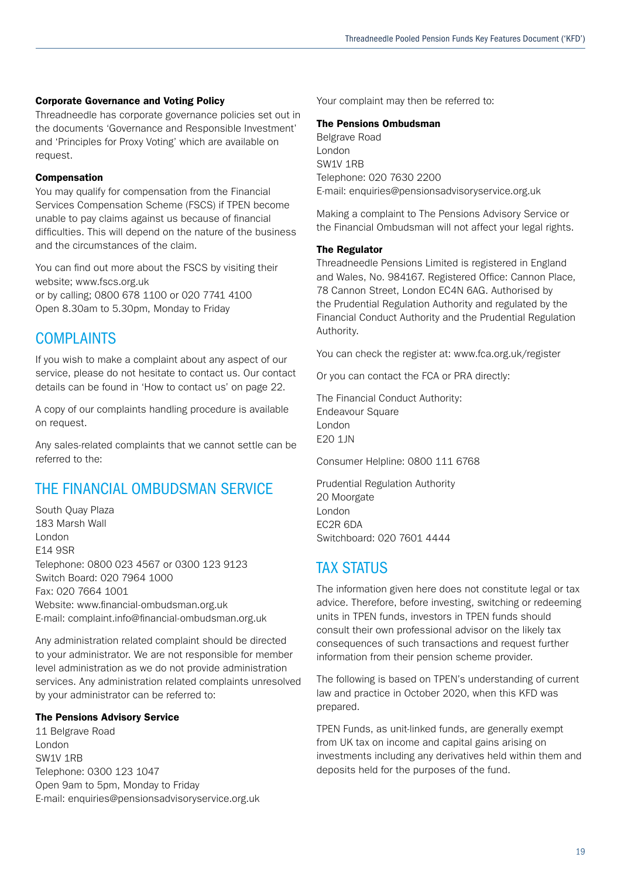### Corporate Governance and Voting Policy

Threadneedle has corporate governance policies set out in the documents 'Governance and Responsible Investment' and 'Principles for Proxy Voting' which are available on request.

### Compensation

You may qualify for compensation from the Financial Services Compensation Scheme (FSCS) if TPEN become unable to pay claims against us because of financial difficulties. This will depend on the nature of the business and the circumstances of the claim.

You can find out more about the FSCS by visiting their website; www.fscs.org.uk
or by calling; 0800 678 1100 or 020 7741 4100
Open 8.30am to 5.30pm, Monday to Friday

## COMPLAINTS

If you wish to make a complaint about any aspect of our service, please do not hesitate to contact us. Our contact details can be found in 'How to contact us' on page 22.

A copy of our complaints handling procedure is available on request.

Any sales-related complaints that we cannot settle can be referred to the:

## THE FINANCIAL OMBUDSMAN SERVICE

South Quay Plaza
183 Marsh Wall
London
E14 9SR
Telephone: 0800 023 4567 or 0300 123 9123
Switch Board: 020 7964 1000
Fax: 020 7664 1001
Website: www.financial-ombudsman.org.uk
E-mail: complaint.info@financial-ombudsman.org.uk

Any administration related complaint should be directed to your administrator. We are not responsible for member level administration as we do not provide administration services. Any administration related complaints unresolved by your administrator can be referred to:

### The Pensions Advisory Service

11 Belgrave Road
London
SW1V 1RB
Telephone: 0300 123 1047
Open 9am to 5pm, Monday to Friday
E-mail: enquiries@pensionsadvisoryservice.org.uk

Your complaint may then be referred to:

### The Pensions Ombudsman

Belgrave Road
London
SW1V 1RB
Telephone: 020 7630 2200
E-mail: enquiries@pensionsadvisoryservice.org.uk

Making a complaint to The Pensions Advisory Service or the Financial Ombudsman will not affect your legal rights.

### The Regulator

Threadneedle Pensions Limited is registered in England and Wales, No. 984167. Registered Office: Cannon Place, 78 Cannon Street, London EC4N 6AG. Authorised by the Prudential Regulation Authority and regulated by the Financial Conduct Authority and the Prudential Regulation Authority.

You can check the register at: www.fca.org.uk/register

Or you can contact the FCA or PRA directly:

The Financial Conduct Authority:
Endeavour Square
London
E20 1JN

Consumer Helpline: 0800 111 6768

Prudential Regulation Authority
20 Moorgate
London
EC2R 6DA
Switchboard: 020 7601 4444

## TAX STATUS

The information given here does not constitute legal or tax advice. Therefore, before investing, switching or redeeming units in TPEN funds, investors in TPEN funds should consult their own professional advisor on the likely tax consequences of such transactions and request further information from their pension scheme provider.

The following is based on TPEN's understanding of current law and practice in October 2020, when this KFD was prepared.

TPEN Funds, as unit-linked funds, are generally exempt from UK tax on income and capital gains arising on investments including any derivatives held within them and deposits held for the purposes of the fund.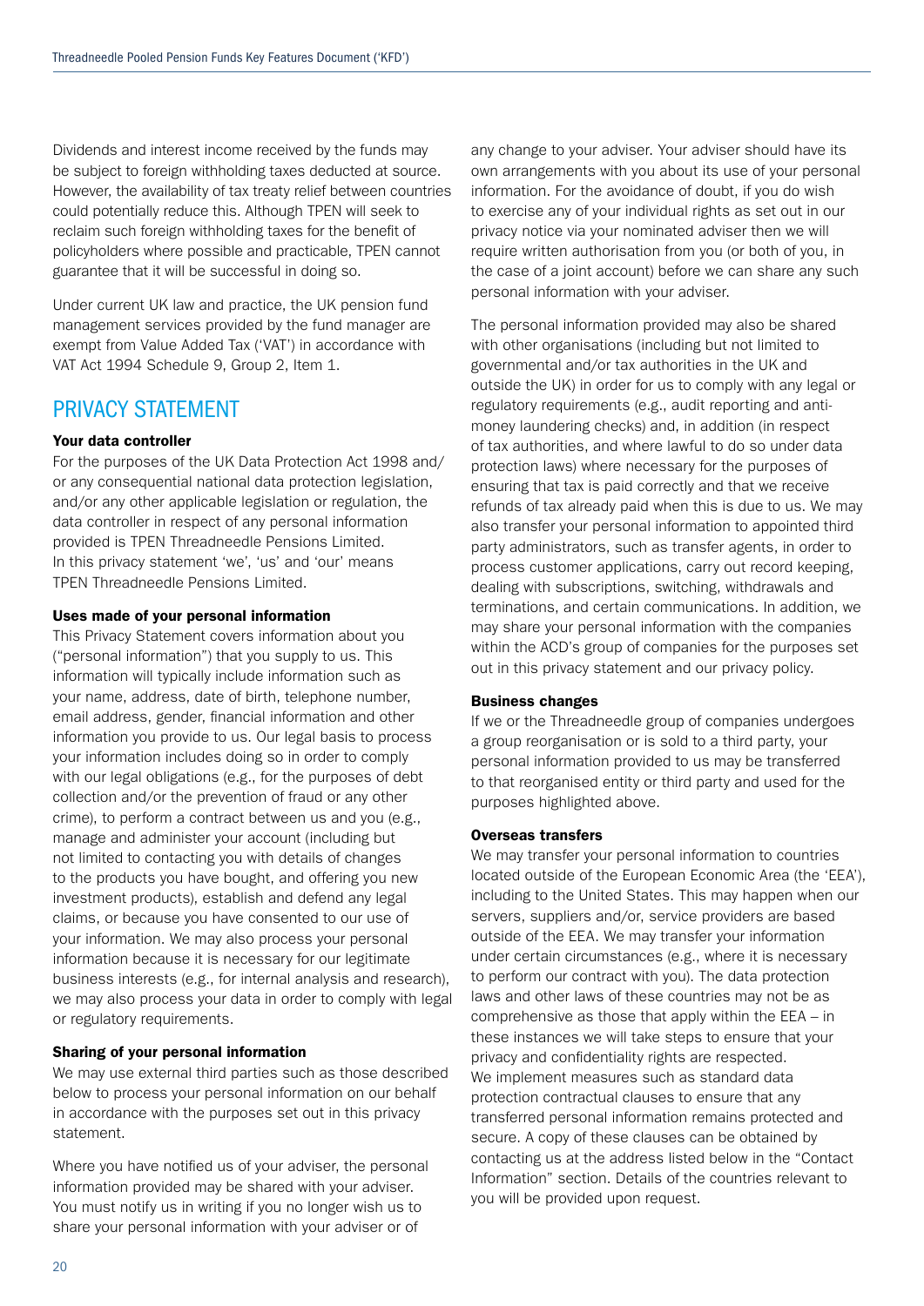Dividends and interest income received by the funds may be subject to foreign withholding taxes deducted at source. However, the availability of tax treaty relief between countries could potentially reduce this. Although TPEN will seek to reclaim such foreign withholding taxes for the benefit of policyholders where possible and practicable, TPEN cannot guarantee that it will be successful in doing so.

Under current UK law and practice, the UK pension fund management services provided by the fund manager are exempt from Value Added Tax ('VAT') in accordance with VAT Act 1994 Schedule 9, Group 2, Item 1.

## PRIVACY STATEMENT

**Your data controller**

For the purposes of the UK Data Protection Act 1998 and/or any consequential national data protection legislation, and/or any other applicable legislation or regulation, the data controller in respect of any personal information provided is TPEN Threadneedle Pensions Limited. In this privacy statement 'we', 'us' and 'our' means TPEN Threadneedle Pensions Limited.

**Uses made of your personal information**

This Privacy Statement covers information about you ("personal information") that you supply to us. This information will typically include information such as your name, address, date of birth, telephone number, email address, gender, financial information and other information you provide to us. Our legal basis to process your information includes doing so in order to comply with our legal obligations (e.g., for the purposes of debt collection and/or the prevention of fraud or any other crime), to perform a contract between us and you (e.g., manage and administer your account (including but not limited to contacting you with details of changes to the products you have bought, and offering you new investment products), establish and defend any legal claims, or because you have consented to our use of your information. We may also process your personal information because it is necessary for our legitimate business interests (e.g., for internal analysis and research), we may also process your data in order to comply with legal or regulatory requirements.

**Sharing of your personal information**

We may use external third parties such as those described below to process your personal information on our behalf in accordance with the purposes set out in this privacy statement.

Where you have notified us of your adviser, the personal information provided may be shared with your adviser. You must notify us in writing if you no longer wish us to share your personal information with your adviser or of any change to your adviser. Your adviser should have its own arrangements with you about its use of your personal information. For the avoidance of doubt, if you do wish to exercise any of your individual rights as set out in our privacy notice via your nominated adviser then we will require written authorisation from you (or both of you, in the case of a joint account) before we can share any such personal information with your adviser.

The personal information provided may also be shared with other organisations (including but not limited to governmental and/or tax authorities in the UK and outside the UK) in order for us to comply with any legal or regulatory requirements (e.g., audit reporting and anti-money laundering checks) and, in addition (in respect of tax authorities, and where lawful to do so under data protection laws) where necessary for the purposes of ensuring that tax is paid correctly and that we receive refunds of tax already paid when this is due to us. We may also transfer your personal information to appointed third party administrators, such as transfer agents, in order to process customer applications, carry out record keeping, dealing with subscriptions, switching, withdrawals and terminations, and certain communications. In addition, we may share your personal information with the companies within the ACD's group of companies for the purposes set out in this privacy statement and our privacy policy.

**Business changes**

If we or the Threadneedle group of companies undergoes a group reorganisation or is sold to a third party, your personal information provided to us may be transferred to that reorganised entity or third party and used for the purposes highlighted above.

**Overseas transfers**

We may transfer your personal information to countries located outside of the European Economic Area (the 'EEA'), including to the United States. This may happen when our servers, suppliers and/or, service providers are based outside of the EEA. We may transfer your information under certain circumstances (e.g., where it is necessary to perform our contract with you). The data protection laws and other laws of these countries may not be as comprehensive as those that apply within the EEA – in these instances we will take steps to ensure that your privacy and confidentiality rights are respected. We implement measures such as standard data protection contractual clauses to ensure that any transferred personal information remains protected and secure. A copy of these clauses can be obtained by contacting us at the address listed below in the "Contact Information" section. Details of the countries relevant to you will be provided upon request.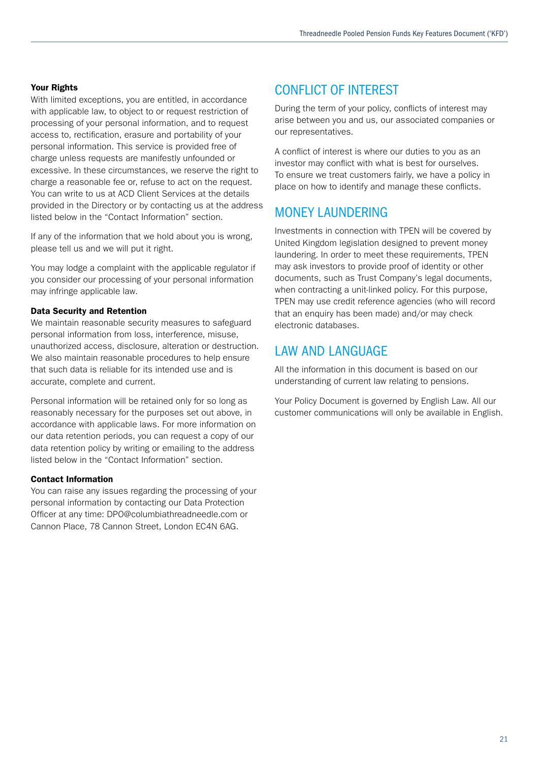### Your Rights

With limited exceptions, you are entitled, in accordance with applicable law, to object to or request restriction of processing of your personal information, and to request access to, rectification, erasure and portability of your personal information. This service is provided free of charge unless requests are manifestly unfounded or excessive. In these circumstances, we reserve the right to charge a reasonable fee or, refuse to act on the request. You can write to us at ACD Client Services at the details provided in the Directory or by contacting us at the address listed below in the "Contact Information" section.

If any of the information that we hold about you is wrong, please tell us and we will put it right.

You may lodge a complaint with the applicable regulator if you consider our processing of your personal information may infringe applicable law.

### Data Security and Retention

We maintain reasonable security measures to safeguard personal information from loss, interference, misuse, unauthorized access, disclosure, alteration or destruction. We also maintain reasonable procedures to help ensure that such data is reliable for its intended use and is accurate, complete and current.

Personal information will be retained only for so long as reasonably necessary for the purposes set out above, in accordance with applicable laws. For more information on our data retention periods, you can request a copy of our data retention policy by writing or emailing to the address listed below in the "Contact Information" section.

### Contact Information

You can raise any issues regarding the processing of your personal information by contacting our Data Protection Officer at any time: DPO@columbiathreadneedle.com or Cannon Place, 78 Cannon Street, London EC4N 6AG.

## CONFLICT OF INTEREST

During the term of your policy, conflicts of interest may arise between you and us, our associated companies or our representatives.

A conflict of interest is where our duties to you as an investor may conflict with what is best for ourselves. To ensure we treat customers fairly, we have a policy in place on how to identify and manage these conflicts.

## MONEY LAUNDERING

Investments in connection with TPEN will be covered by United Kingdom legislation designed to prevent money laundering. In order to meet these requirements, TPEN may ask investors to provide proof of identity or other documents, such as Trust Company's legal documents, when contracting a unit-linked policy. For this purpose, TPEN may use credit reference agencies (who will record that an enquiry has been made) and/or may check electronic databases.

## LAW AND LANGUAGE

All the information in this document is based on our understanding of current law relating to pensions.

Your Policy Document is governed by English Law. All our customer communications will only be available in English.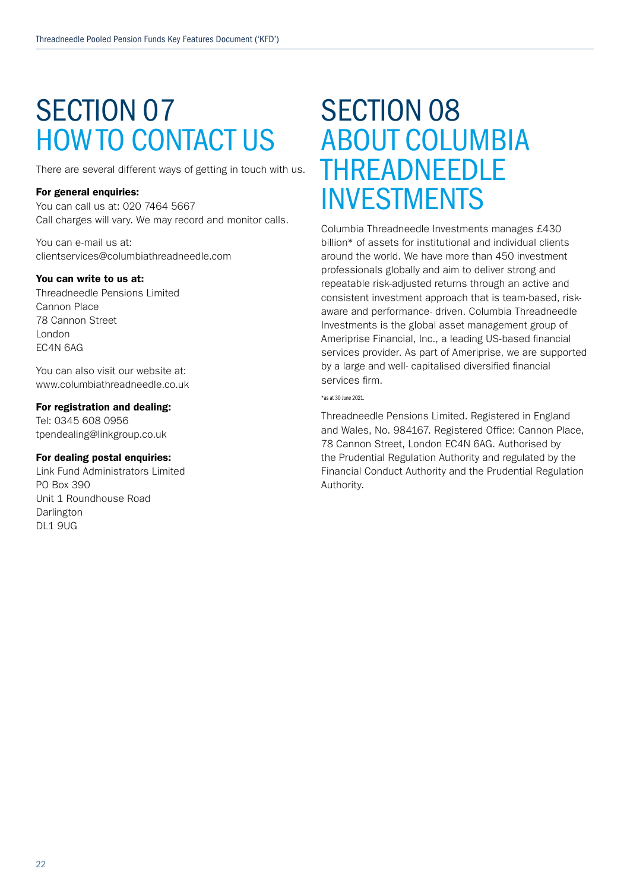# SECTION 07 HOW TO CONTACT US

There are several different ways of getting in touch with us.

**For general enquiries:**
You can call us at: 020 7464 5667
Call charges will vary. We may record and monitor calls.

You can e-mail us at:
clientservices@columbiathreadneedle.com

**You can write to us at:**
Threadneedle Pensions Limited
Cannon Place
78 Cannon Street
London
EC4N 6AG

You can also visit our website at:
www.columbiathreadneedle.co.uk

**For registration and dealing:**
Tel: 0345 608 0956
tpendealing@linkgroup.co.uk

**For dealing postal enquiries:**
Link Fund Administrators Limited
PO Box 390
Unit 1 Roundhouse Road
Darlington
DL1 9UG

# SECTION 08 ABOUT COLUMBIA THREADNEEDLE INVESTMENTS

Columbia Threadneedle Investments manages £430 billion* of assets for institutional and individual clients around the world. We have more than 450 investment professionals globally and aim to deliver strong and repeatable risk-adjusted returns through an active and consistent investment approach that is team-based, risk-aware and performance- driven. Columbia Threadneedle Investments is the global asset management group of Ameriprise Financial, Inc., a leading US-based financial services provider. As part of Ameriprise, we are supported by a large and well- capitalised diversified financial services firm.

*as at 30 June 2021.

Threadneedle Pensions Limited. Registered in England and Wales, No. 984167. Registered Office: Cannon Place, 78 Cannon Street, London EC4N 6AG. Authorised by the Prudential Regulation Authority and regulated by the Financial Conduct Authority and the Prudential Regulation Authority.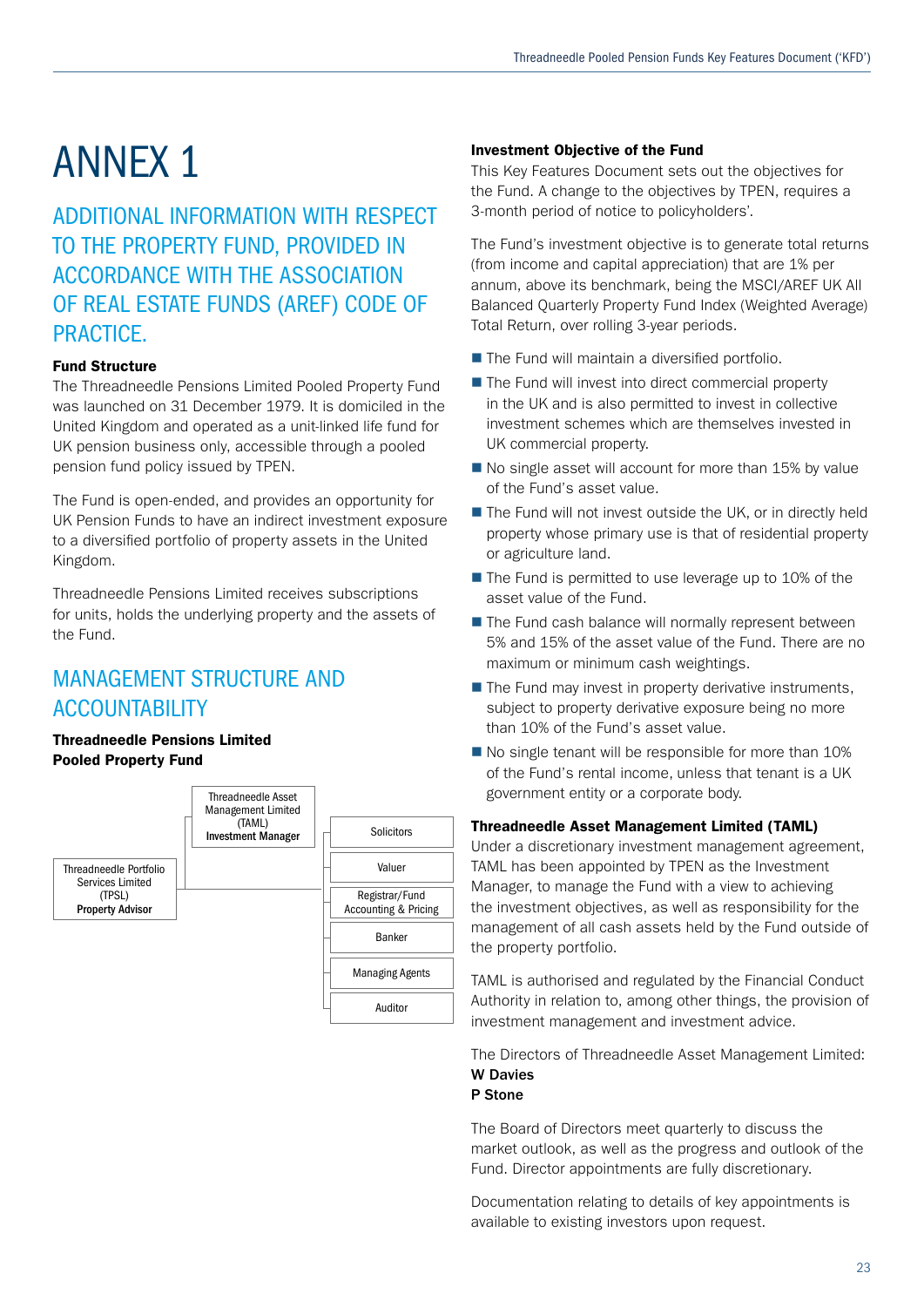# ANNEX 1

## ADDITIONAL INFORMATION WITH RESPECT TO THE PROPERTY FUND, PROVIDED IN ACCORDANCE WITH THE ASSOCIATION OF REAL ESTATE FUNDS (AREF) CODE OF PRACTICE.

**Fund Structure**

The Threadneedle Pensions Limited Pooled Property Fund was launched on 31 December 1979. It is domiciled in the United Kingdom and operated as a unit-linked life fund for UK pension business only, accessible through a pooled pension fund policy issued by TPEN.

The Fund is open-ended, and provides an opportunity for UK Pension Funds to have an indirect investment exposure to a diversified portfolio of property assets in the United Kingdom.

Threadneedle Pensions Limited receives subscriptions for units, holds the underlying property and the assets of the Fund.

## MANAGEMENT STRUCTURE AND ACCOUNTABILITY

**Threadneedle Pensions Limited Pooled Property Fund**

- Threadneedle Asset Management Limited (TAML) **Investment Manager**
- Threadneedle Portfolio Services Limited (TPSL) **Property Advisor**
- Solicitors
- Valuer
- Registrar/Fund Accounting & Pricing
- Banker
- Managing Agents
- Auditor

**Investment Objective of the Fund**

This Key Features Document sets out the objectives for the Fund. A change to the objectives by TPEN, requires a 3-month period of notice to policyholders'.

The Fund's investment objective is to generate total returns (from income and capital appreciation) that are 1% per annum, above its benchmark, being the MSCI/AREF UK All Balanced Quarterly Property Fund Index (Weighted Average) Total Return, over rolling 3-year periods.

- The Fund will maintain a diversified portfolio.
- The Fund will invest into direct commercial property in the UK and is also permitted to invest in collective investment schemes which are themselves invested in UK commercial property.
- No single asset will account for more than 15% by value of the Fund's asset value.
- The Fund will not invest outside the UK, or in directly held property whose primary use is that of residential property or agriculture land.
- The Fund is permitted to use leverage up to 10% of the asset value of the Fund.
- The Fund cash balance will normally represent between 5% and 15% of the asset value of the Fund. There are no maximum or minimum cash weightings.
- The Fund may invest in property derivative instruments, subject to property derivative exposure being no more than 10% of the Fund's asset value.
- No single tenant will be responsible for more than 10% of the Fund's rental income, unless that tenant is a UK government entity or a corporate body.

**Threadneedle Asset Management Limited (TAML)**

Under a discretionary investment management agreement, TAML has been appointed by TPEN as the Investment Manager, to manage the Fund with a view to achieving the investment objectives, as well as responsibility for the management of all cash assets held by the Fund outside of the property portfolio.

TAML is authorised and regulated by the Financial Conduct Authority in relation to, among other things, the provision of investment management and investment advice.

The Directors of Threadneedle Asset Management Limited:
**W Davies**
**P Stone**

The Board of Directors meet quarterly to discuss the market outlook, as well as the progress and outlook of the Fund. Director appointments are fully discretionary.

Documentation relating to details of key appointments is available to existing investors upon request.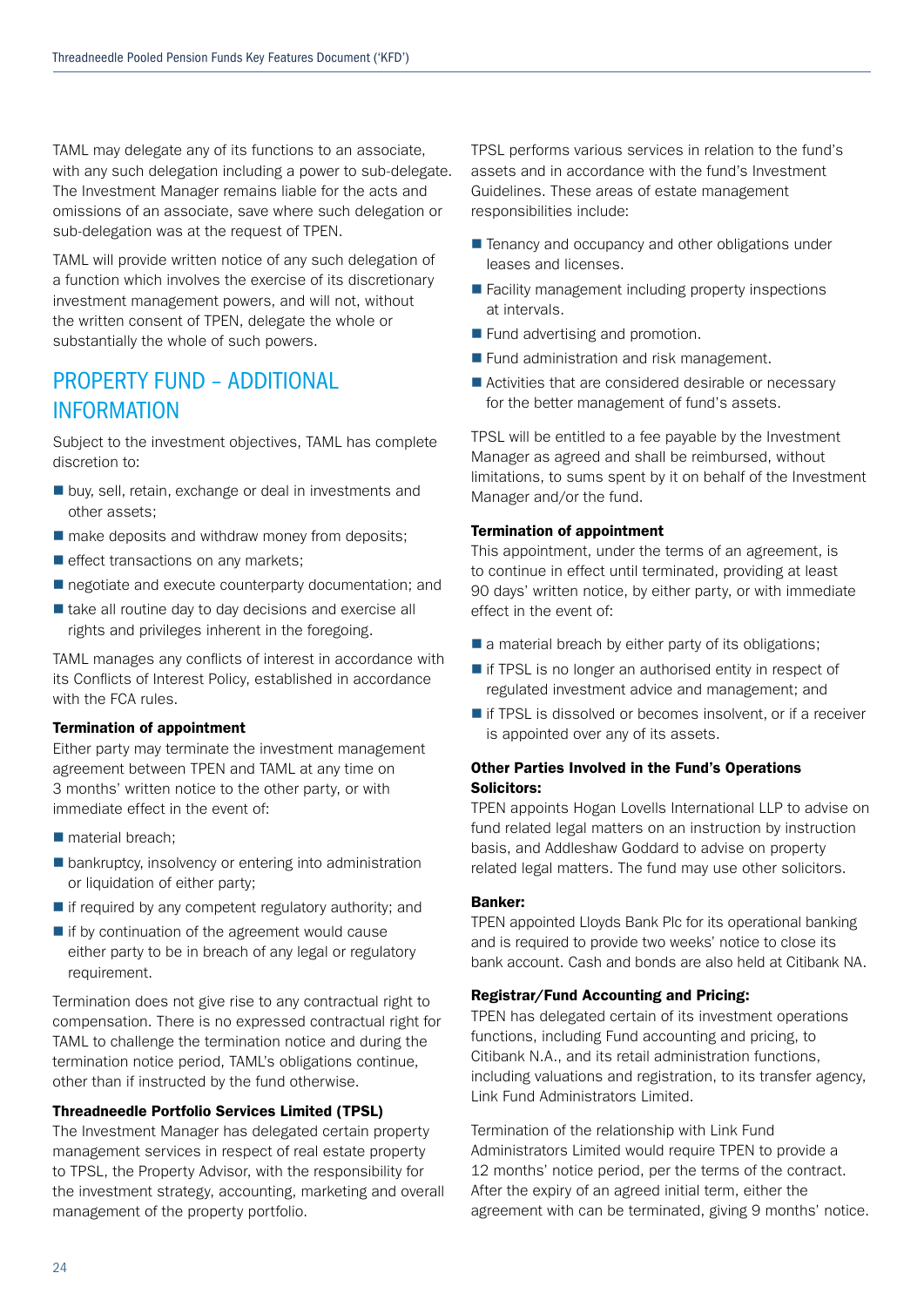TAML may delegate any of its functions to an associate, with any such delegation including a power to sub-delegate. The Investment Manager remains liable for the acts and omissions of an associate, save where such delegation or sub-delegation was at the request of TPEN.

TAML will provide written notice of any such delegation of a function which involves the exercise of its discretionary investment management powers, and will not, without the written consent of TPEN, delegate the whole or substantially the whole of such powers.

## PROPERTY FUND – ADDITIONAL INFORMATION

Subject to the investment objectives, TAML has complete discretion to:

- buy, sell, retain, exchange or deal in investments and other assets;
- make deposits and withdraw money from deposits;
- effect transactions on any markets;
- negotiate and execute counterparty documentation; and
- take all routine day to day decisions and exercise all rights and privileges inherent in the foregoing.

TAML manages any conflicts of interest in accordance with its Conflicts of Interest Policy, established in accordance with the FCA rules.

**Termination of appointment**

Either party may terminate the investment management agreement between TPEN and TAML at any time on 3 months' written notice to the other party, or with immediate effect in the event of:

- material breach;
- bankruptcy, insolvency or entering into administration or liquidation of either party;
- if required by any competent regulatory authority; and
- if by continuation of the agreement would cause either party to be in breach of any legal or regulatory requirement.

Termination does not give rise to any contractual right to compensation. There is no expressed contractual right for TAML to challenge the termination notice and during the termination notice period, TAML's obligations continue, other than if instructed by the fund otherwise.

**Threadneedle Portfolio Services Limited (TPSL)**

The Investment Manager has delegated certain property management services in respect of real estate property to TPSL, the Property Advisor, with the responsibility for the investment strategy, accounting, marketing and overall management of the property portfolio.

TPSL performs various services in relation to the fund's assets and in accordance with the fund's Investment Guidelines. These areas of estate management responsibilities include:

- Tenancy and occupancy and other obligations under leases and licenses.
- Facility management including property inspections at intervals.
- Fund advertising and promotion.
- Fund administration and risk management.
- Activities that are considered desirable or necessary for the better management of fund's assets.

TPSL will be entitled to a fee payable by the Investment Manager as agreed and shall be reimbursed, without limitations, to sums spent by it on behalf of the Investment Manager and/or the fund.

**Termination of appointment**

This appointment, under the terms of an agreement, is to continue in effect until terminated, providing at least 90 days' written notice, by either party, or with immediate effect in the event of:

- a material breach by either party of its obligations;
- if TPSL is no longer an authorised entity in respect of regulated investment advice and management; and
- if TPSL is dissolved or becomes insolvent, or if a receiver is appointed over any of its assets.

**Other Parties Involved in the Fund's Operations**

**Solicitors:**

TPEN appoints Hogan Lovells International LLP to advise on fund related legal matters on an instruction by instruction basis, and Addleshaw Goddard to advise on property related legal matters. The fund may use other solicitors.

**Banker:**

TPEN appointed Lloyds Bank Plc for its operational banking and is required to provide two weeks' notice to close its bank account. Cash and bonds are also held at Citibank NA.

**Registrar/Fund Accounting and Pricing:**

TPEN has delegated certain of its investment operations functions, including Fund accounting and pricing, to Citibank N.A., and its retail administration functions, including valuations and registration, to its transfer agency, Link Fund Administrators Limited.

Termination of the relationship with Link Fund Administrators Limited would require TPEN to provide a 12 months' notice period, per the terms of the contract. After the expiry of an agreed initial term, either the agreement with can be terminated, giving 9 months' notice.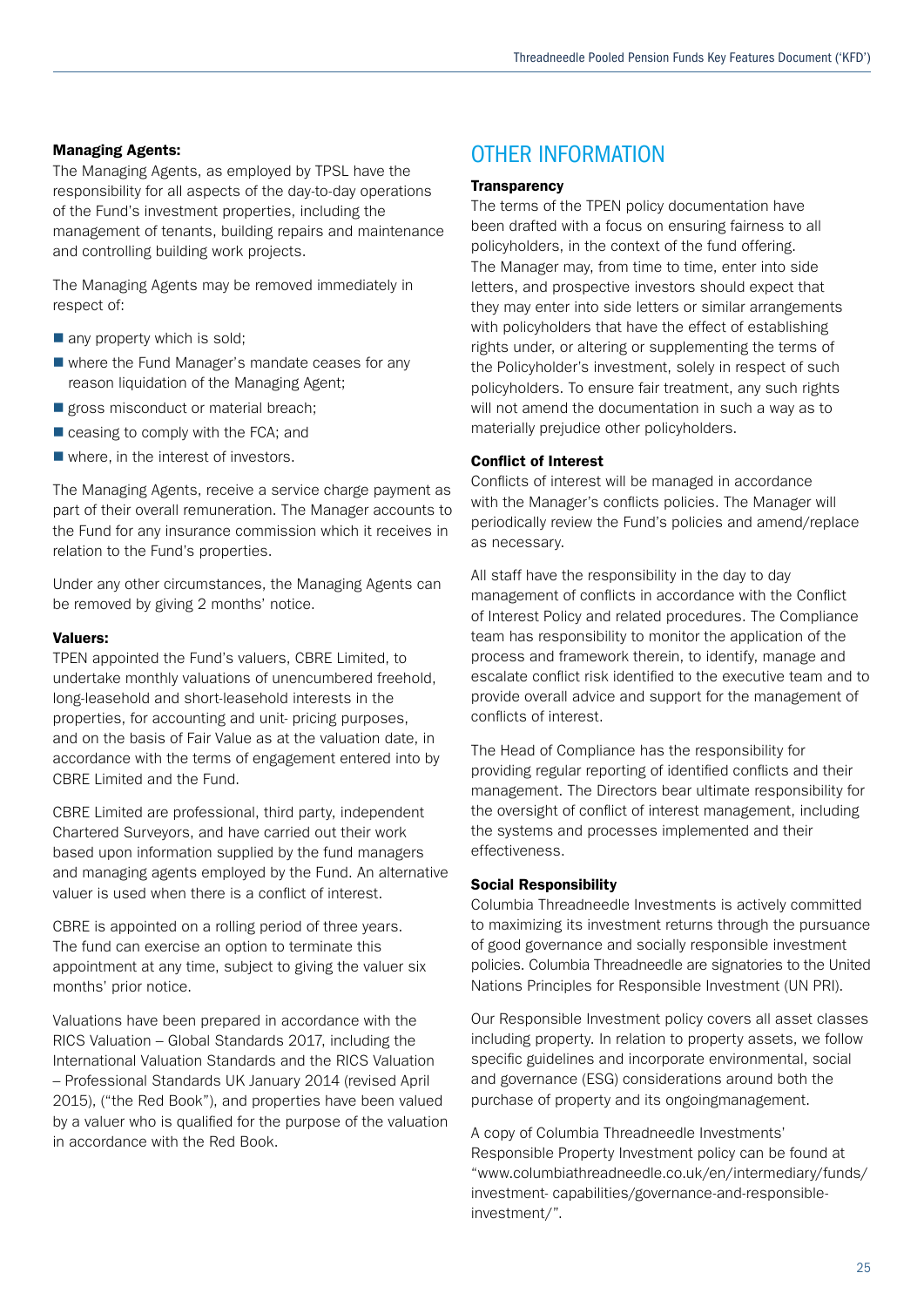**Managing Agents:**
The Managing Agents, as employed by TPSL have the responsibility for all aspects of the day-to-day operations of the Fund's investment properties, including the management of tenants, building repairs and maintenance and controlling building work projects.

The Managing Agents may be removed immediately in respect of:

- any property which is sold;
- where the Fund Manager's mandate ceases for any reason liquidation of the Managing Agent;
- gross misconduct or material breach;
- ceasing to comply with the FCA; and
- where, in the interest of investors.

The Managing Agents, receive a service charge payment as part of their overall remuneration. The Manager accounts to the Fund for any insurance commission which it receives in relation to the Fund's properties.

Under any other circumstances, the Managing Agents can be removed by giving 2 months' notice.

**Valuers:**
TPEN appointed the Fund's valuers, CBRE Limited, to undertake monthly valuations of unencumbered freehold, long-leasehold and short-leasehold interests in the properties, for accounting and unit- pricing purposes, and on the basis of Fair Value as at the valuation date, in accordance with the terms of engagement entered into by CBRE Limited and the Fund.

CBRE Limited are professional, third party, independent Chartered Surveyors, and have carried out their work based upon information supplied by the fund managers and managing agents employed by the Fund. An alternative valuer is used when there is a conflict of interest.

CBRE is appointed on a rolling period of three years. The fund can exercise an option to terminate this appointment at any time, subject to giving the valuer six months' prior notice.

Valuations have been prepared in accordance with the RICS Valuation – Global Standards 2017, including the International Valuation Standards and the RICS Valuation – Professional Standards UK January 2014 (revised April 2015), ("the Red Book"), and properties have been valued by a valuer who is qualified for the purpose of the valuation in accordance with the Red Book.

## OTHER INFORMATION

**Transparency**
The terms of the TPEN policy documentation have been drafted with a focus on ensuring fairness to all policyholders, in the context of the fund offering. The Manager may, from time to time, enter into side letters, and prospective investors should expect that they may enter into side letters or similar arrangements with policyholders that have the effect of establishing rights under, or altering or supplementing the terms of the Policyholder's investment, solely in respect of such policyholders. To ensure fair treatment, any such rights will not amend the documentation in such a way as to materially prejudice other policyholders.

**Conflict of Interest**
Conflicts of interest will be managed in accordance with the Manager's conflicts policies. The Manager will periodically review the Fund's policies and amend/replace as necessary.

All staff have the responsibility in the day to day management of conflicts in accordance with the Conflict of Interest Policy and related procedures. The Compliance team has responsibility to monitor the application of the process and framework therein, to identify, manage and escalate conflict risk identified to the executive team and to provide overall advice and support for the management of conflicts of interest.

The Head of Compliance has the responsibility for providing regular reporting of identified conflicts and their management. The Directors bear ultimate responsibility for the oversight of conflict of interest management, including the systems and processes implemented and their effectiveness.

**Social Responsibility**
Columbia Threadneedle Investments is actively committed to maximizing its investment returns through the pursuance of good governance and socially responsible investment policies. Columbia Threadneedle are signatories to the United Nations Principles for Responsible Investment (UN PRI).

Our Responsible Investment policy covers all asset classes including property. In relation to property assets, we follow specific guidelines and incorporate environmental, social and governance (ESG) considerations around both the purchase of property and its ongoingmanagement.

A copy of Columbia Threadneedle Investments' Responsible Property Investment policy can be found at "www.columbiathreadneedle.co.uk/en/intermediary/funds/investment- capabilities/governance-and-responsible-investment/".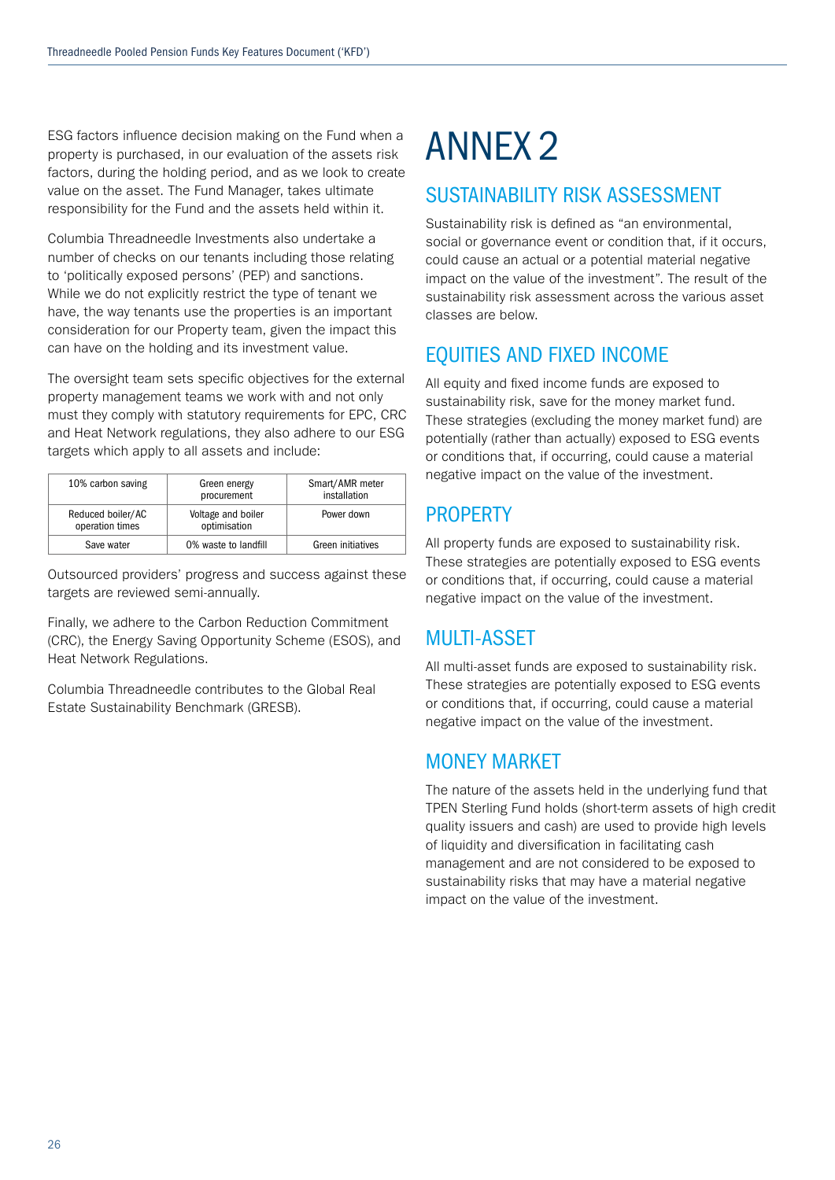ESG factors influence decision making on the Fund when a property is purchased, in our evaluation of the assets risk factors, during the holding period, and as we look to create value on the asset. The Fund Manager, takes ultimate responsibility for the Fund and the assets held within it.

Columbia Threadneedle Investments also undertake a number of checks on our tenants including those relating to 'politically exposed persons' (PEP) and sanctions. While we do not explicitly restrict the type of tenant we have, the way tenants use the properties is an important consideration for our Property team, given the impact this can have on the holding and its investment value.

The oversight team sets specific objectives for the external property management teams we work with and not only must they comply with statutory requirements for EPC, CRC and Heat Network regulations, they also adhere to our ESG targets which apply to all assets and include:

| | | |
|---|---|---|
| 10% carbon saving | Green energy procurement | Smart/AMR meter installation |
| Reduced boiler/AC operation times | Voltage and boiler optimisation | Power down |
| Save water | 0% waste to landfill | Green initiatives |

Outsourced providers' progress and success against these targets are reviewed semi-annually.

Finally, we adhere to the Carbon Reduction Commitment (CRC), the Energy Saving Opportunity Scheme (ESOS), and Heat Network Regulations.

Columbia Threadneedle contributes to the Global Real Estate Sustainability Benchmark (GRESB).

# ANNEX 2

## SUSTAINABILITY RISK ASSESSMENT

Sustainability risk is defined as "an environmental, social or governance event or condition that, if it occurs, could cause an actual or a potential material negative impact on the value of the investment". The result of the sustainability risk assessment across the various asset classes are below.

## EQUITIES AND FIXED INCOME

All equity and fixed income funds are exposed to sustainability risk, save for the money market fund. These strategies (excluding the money market fund) are potentially (rather than actually) exposed to ESG events or conditions that, if occurring, could cause a material negative impact on the value of the investment.

## PROPERTY

All property funds are exposed to sustainability risk. These strategies are potentially exposed to ESG events or conditions that, if occurring, could cause a material negative impact on the value of the investment.

## MULTI-ASSET

All multi-asset funds are exposed to sustainability risk. These strategies are potentially exposed to ESG events or conditions that, if occurring, could cause a material negative impact on the value of the investment.

## MONEY MARKET

The nature of the assets held in the underlying fund that TPEN Sterling Fund holds (short-term assets of high credit quality issuers and cash) are used to provide high levels of liquidity and diversification in facilitating cash management and are not considered to be exposed to sustainability risks that may have a material negative impact on the value of the investment.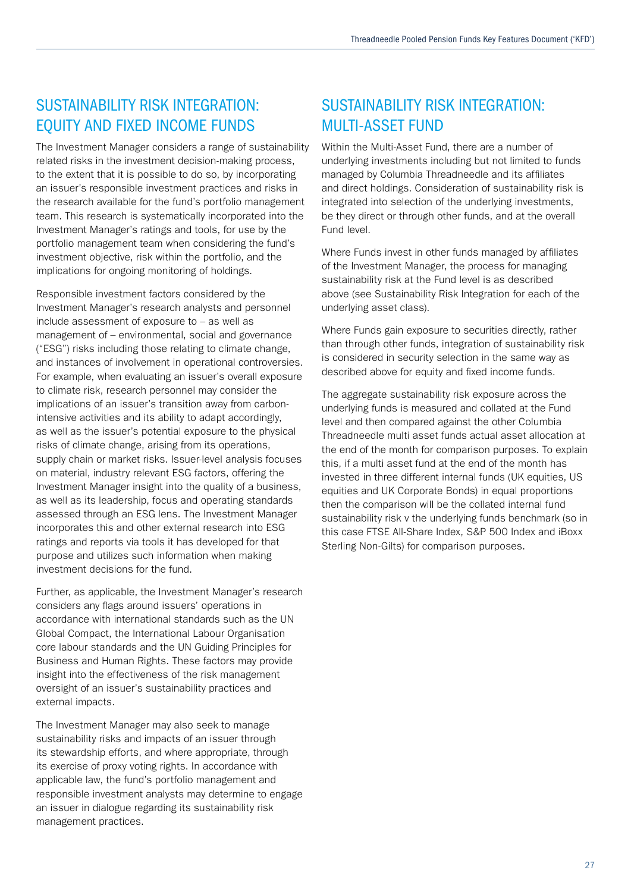## SUSTAINABILITY RISK INTEGRATION: EQUITY AND FIXED INCOME FUNDS

The Investment Manager considers a range of sustainability related risks in the investment decision-making process, to the extent that it is possible to do so, by incorporating an issuer's responsible investment practices and risks in the research available for the fund's portfolio management team. This research is systematically incorporated into the Investment Manager's ratings and tools, for use by the portfolio management team when considering the fund's investment objective, risk within the portfolio, and the implications for ongoing monitoring of holdings.

Responsible investment factors considered by the Investment Manager's research analysts and personnel include assessment of exposure to – as well as management of – environmental, social and governance ("ESG") risks including those relating to climate change, and instances of involvement in operational controversies. For example, when evaluating an issuer's overall exposure to climate risk, research personnel may consider the implications of an issuer's transition away from carbon-intensive activities and its ability to adapt accordingly, as well as the issuer's potential exposure to the physical risks of climate change, arising from its operations, supply chain or market risks. Issuer-level analysis focuses on material, industry relevant ESG factors, offering the Investment Manager insight into the quality of a business, as well as its leadership, focus and operating standards assessed through an ESG lens. The Investment Manager incorporates this and other external research into ESG ratings and reports via tools it has developed for that purpose and utilizes such information when making investment decisions for the fund.

Further, as applicable, the Investment Manager's research considers any flags around issuers' operations in accordance with international standards such as the UN Global Compact, the International Labour Organisation core labour standards and the UN Guiding Principles for Business and Human Rights. These factors may provide insight into the effectiveness of the risk management oversight of an issuer's sustainability practices and external impacts.

The Investment Manager may also seek to manage sustainability risks and impacts of an issuer through its stewardship efforts, and where appropriate, through its exercise of proxy voting rights. In accordance with applicable law, the fund's portfolio management and responsible investment analysts may determine to engage an issuer in dialogue regarding its sustainability risk management practices.

## SUSTAINABILITY RISK INTEGRATION: MULTI-ASSET FUND

Within the Multi-Asset Fund, there are a number of underlying investments including but not limited to funds managed by Columbia Threadneedle and its affiliates and direct holdings. Consideration of sustainability risk is integrated into selection of the underlying investments, be they direct or through other funds, and at the overall Fund level.

Where Funds invest in other funds managed by affiliates of the Investment Manager, the process for managing sustainability risk at the Fund level is as described above (see Sustainability Risk Integration for each of the underlying asset class).

Where Funds gain exposure to securities directly, rather than through other funds, integration of sustainability risk is considered in security selection in the same way as described above for equity and fixed income funds.

The aggregate sustainability risk exposure across the underlying funds is measured and collated at the Fund level and then compared against the other Columbia Threadneedle multi asset funds actual asset allocation at the end of the month for comparison purposes. To explain this, if a multi asset fund at the end of the month has invested in three different internal funds (UK equities, US equities and UK Corporate Bonds) in equal proportions then the comparison will be the collated internal fund sustainability risk v the underlying funds benchmark (so in this case FTSE All-Share Index, S&P 500 Index and iBoxx Sterling Non-Gilts) for comparison purposes.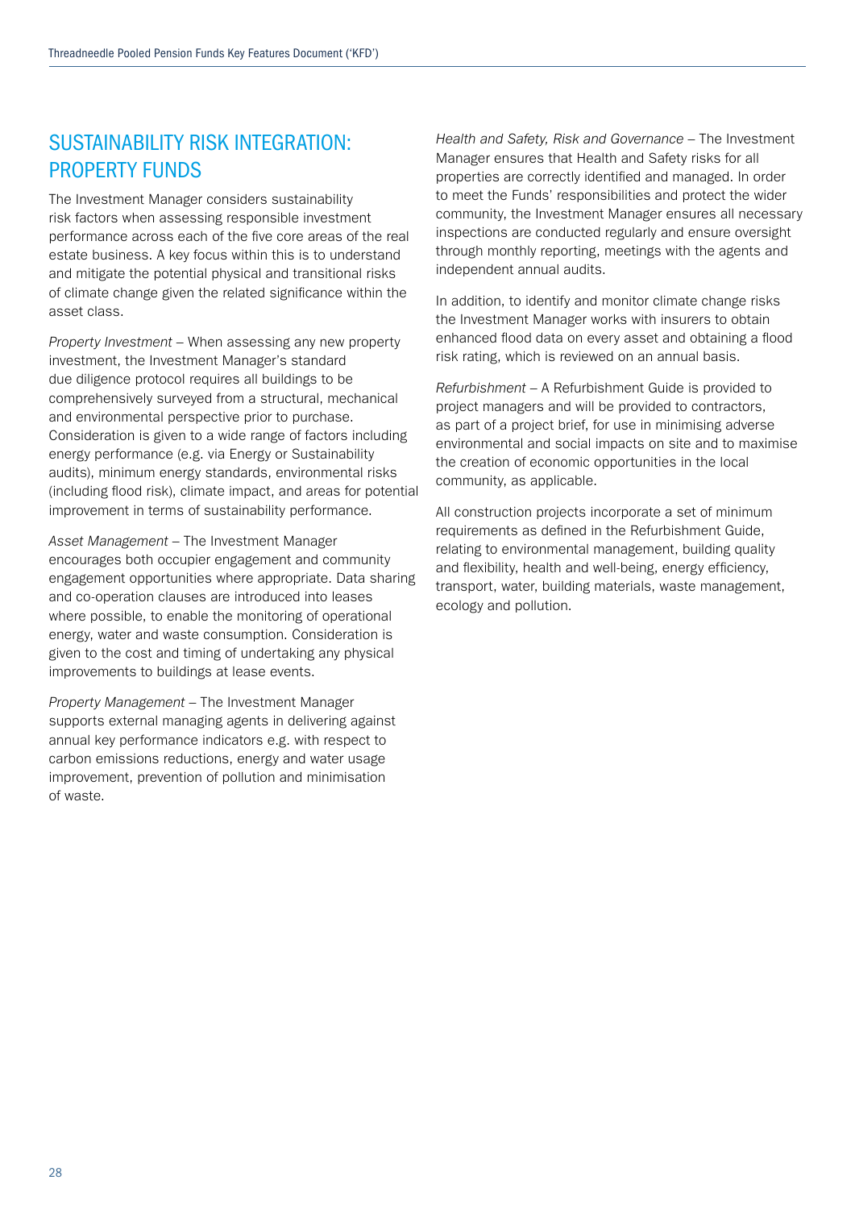## SUSTAINABILITY RISK INTEGRATION: PROPERTY FUNDS

The Investment Manager considers sustainability risk factors when assessing responsible investment performance across each of the five core areas of the real estate business. A key focus within this is to understand and mitigate the potential physical and transitional risks of climate change given the related significance within the asset class.

*Property Investment* – When assessing any new property investment, the Investment Manager's standard due diligence protocol requires all buildings to be comprehensively surveyed from a structural, mechanical and environmental perspective prior to purchase. Consideration is given to a wide range of factors including energy performance (e.g. via Energy or Sustainability audits), minimum energy standards, environmental risks (including flood risk), climate impact, and areas for potential improvement in terms of sustainability performance.

*Asset Management* – The Investment Manager encourages both occupier engagement and community engagement opportunities where appropriate. Data sharing and co-operation clauses are introduced into leases where possible, to enable the monitoring of operational energy, water and waste consumption. Consideration is given to the cost and timing of undertaking any physical improvements to buildings at lease events.

*Property Management* – The Investment Manager supports external managing agents in delivering against annual key performance indicators e.g. with respect to carbon emissions reductions, energy and water usage improvement, prevention of pollution and minimisation of waste.

*Health and Safety, Risk and Governance* – The Investment Manager ensures that Health and Safety risks for all properties are correctly identified and managed. In order to meet the Funds' responsibilities and protect the wider community, the Investment Manager ensures all necessary inspections are conducted regularly and ensure oversight through monthly reporting, meetings with the agents and independent annual audits.

In addition, to identify and monitor climate change risks the Investment Manager works with insurers to obtain enhanced flood data on every asset and obtaining a flood risk rating, which is reviewed on an annual basis.

*Refurbishment* – A Refurbishment Guide is provided to project managers and will be provided to contractors, as part of a project brief, for use in minimising adverse environmental and social impacts on site and to maximise the creation of economic opportunities in the local community, as applicable.

All construction projects incorporate a set of minimum requirements as defined in the Refurbishment Guide, relating to environmental management, building quality and flexibility, health and well-being, energy efficiency, transport, water, building materials, waste management, ecology and pollution.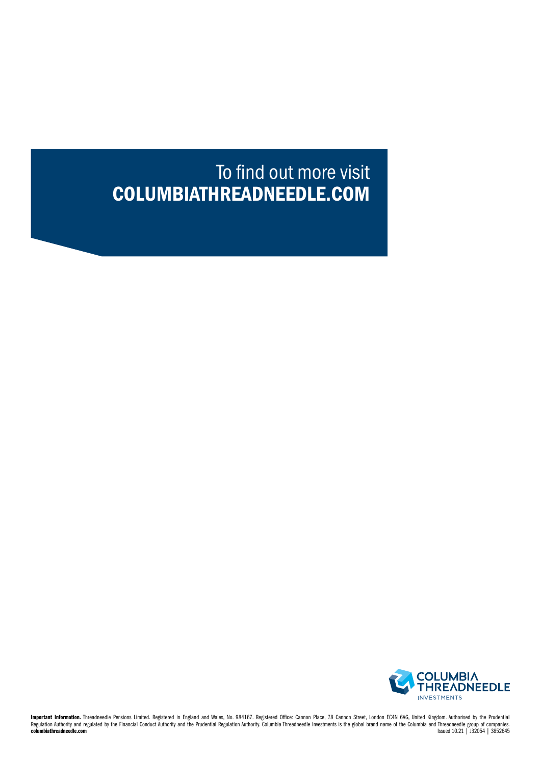To find out more visit
**COLUMBIATHREADNEEDLE.COM**

COLUMBIA THREADNEEDLE INVESTMENTS

**Important Information.** Threadneedle Pensions Limited. Registered in England and Wales, No. 984167. Registered Office: Cannon Place, 78 Cannon Street, London EC4N 6AG, United Kingdom. Authorised by the Prudential Regulation Authority and regulated by the Financial Conduct Authority and the Prudential Regulation Authority. Columbia Threadneedle Investments is the global brand name of the Columbia and Threadneedle group of companies.
**columbiathreadneedle.com**

Issued 10.21 | J32054 | 3852645